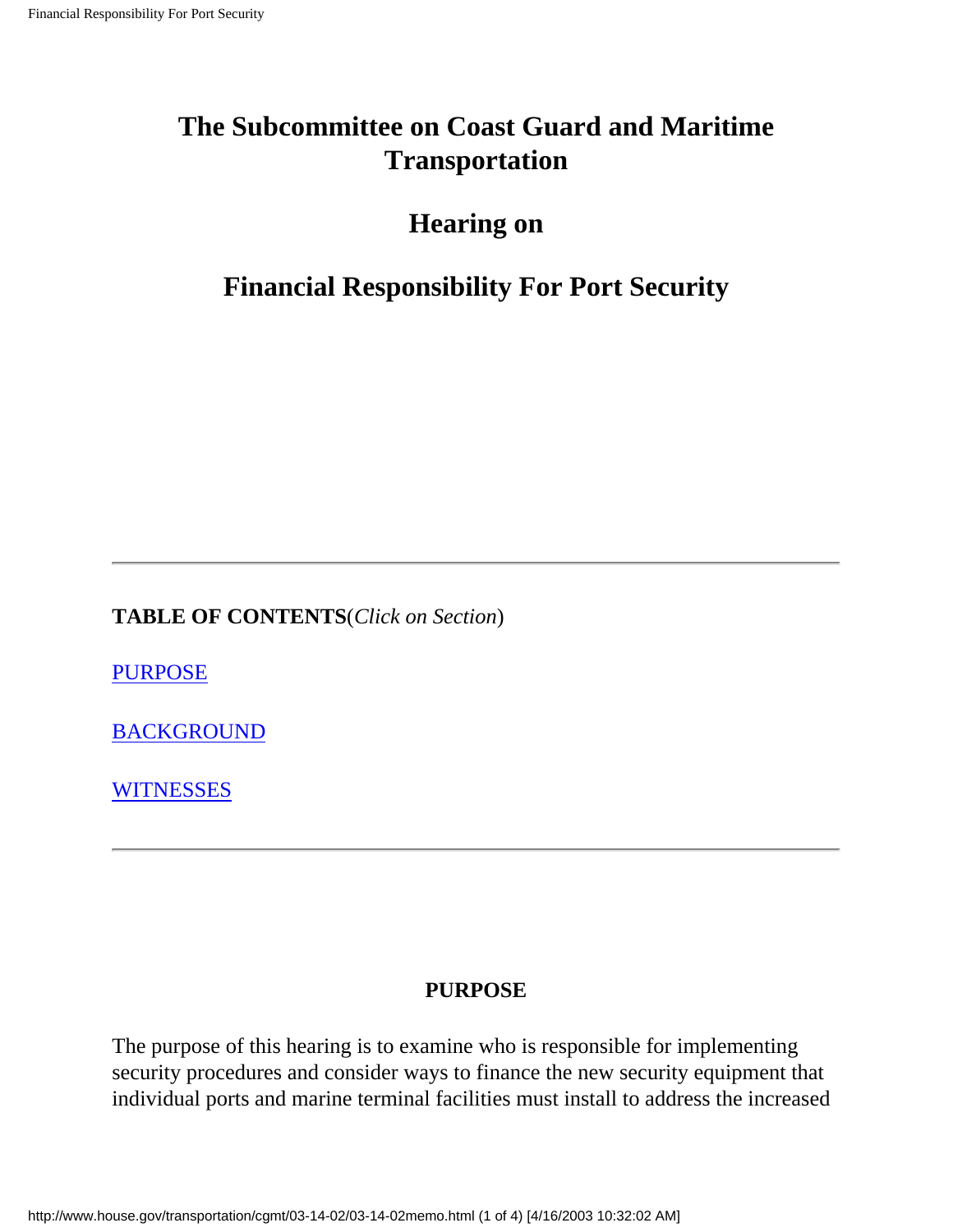# The Subcommittee on Coast Guard and Maritime Transportation

## Hearing on

## Financial Responsibility For Port Security

---

**TABLE OF CONTENTS**(*Click on Section*)

PURPOSE

BACKGROUND

WITNESSES

---

**PURPOSE**

The purpose of this hearing is to examine who is responsible for implementing security procedures and consider ways to finance the new security equipment that individual ports and marine terminal facilities must install to address the increased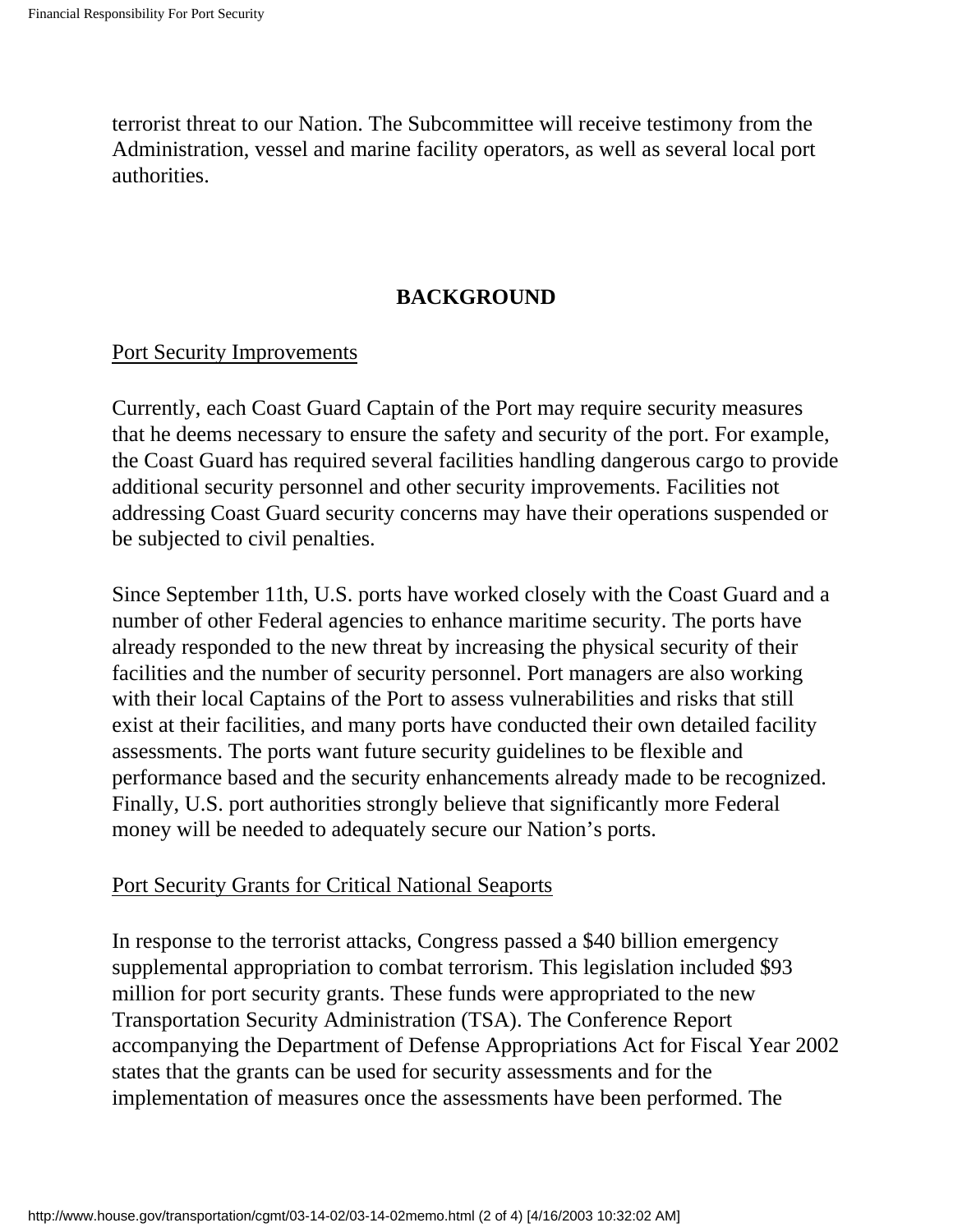terrorist threat to our Nation. The Subcommittee will receive testimony from the Administration, vessel and marine facility operators, as well as several local port authorities.

## BACKGROUND

<u>Port Security Improvements</u>

Currently, each Coast Guard Captain of the Port may require security measures that he deems necessary to ensure the safety and security of the port. For example, the Coast Guard has required several facilities handling dangerous cargo to provide additional security personnel and other security improvements. Facilities not addressing Coast Guard security concerns may have their operations suspended or be subjected to civil penalties.

Since September 11th, U.S. ports have worked closely with the Coast Guard and a number of other Federal agencies to enhance maritime security. The ports have already responded to the new threat by increasing the physical security of their facilities and the number of security personnel. Port managers are also working with their local Captains of the Port to assess vulnerabilities and risks that still exist at their facilities, and many ports have conducted their own detailed facility assessments. The ports want future security guidelines to be flexible and performance based and the security enhancements already made to be recognized. Finally, U.S. port authorities strongly believe that significantly more Federal money will be needed to adequately secure our Nation's ports.

<u>Port Security Grants for Critical National Seaports</u>

In response to the terrorist attacks, Congress passed a $40 billion emergency supplemental appropriation to combat terrorism. This legislation included $93 million for port security grants. These funds were appropriated to the new Transportation Security Administration (TSA). The Conference Report accompanying the Department of Defense Appropriations Act for Fiscal Year 2002 states that the grants can be used for security assessments and for the implementation of measures once the assessments have been performed. The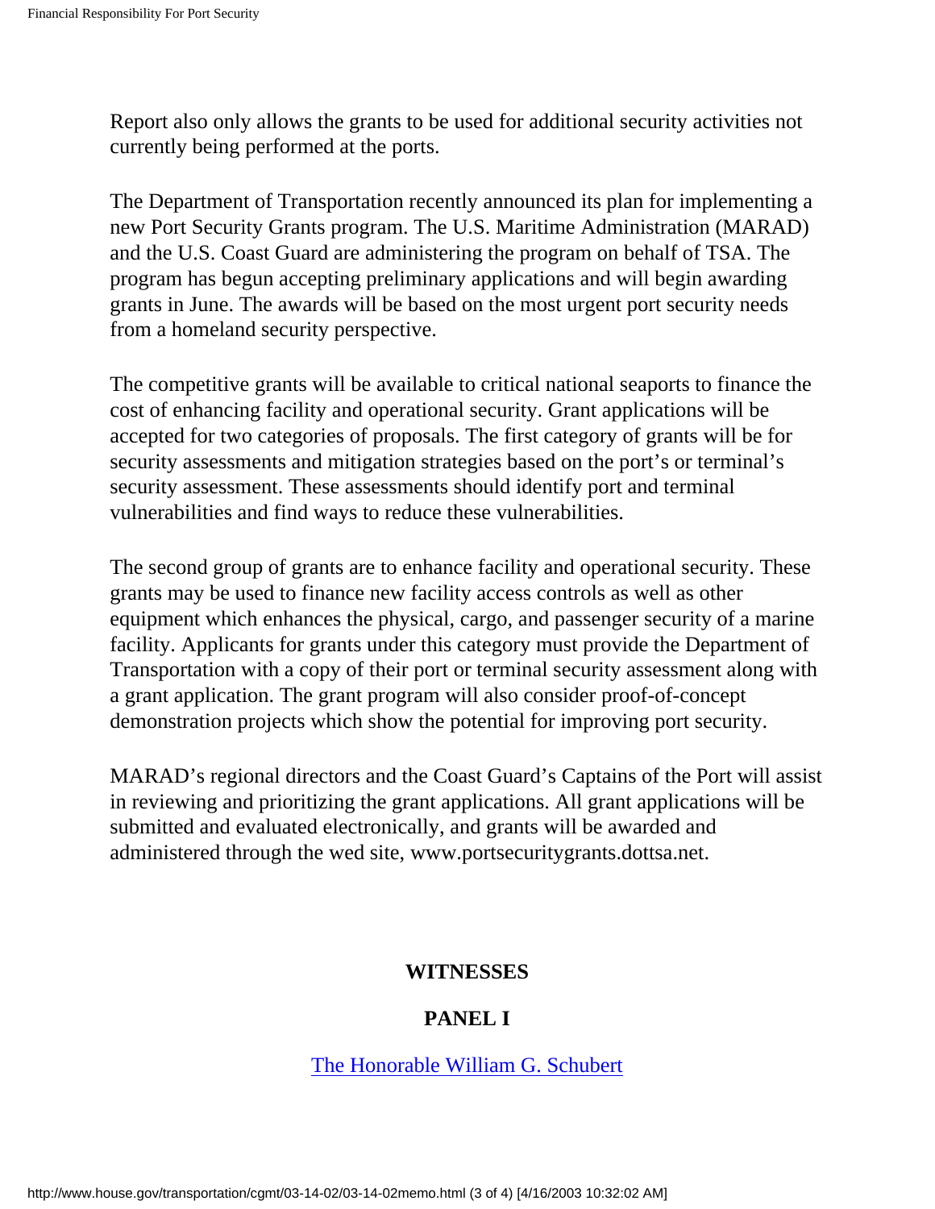Report also only allows the grants to be used for additional security activities not currently being performed at the ports.

The Department of Transportation recently announced its plan for implementing a new Port Security Grants program. The U.S. Maritime Administration (MARAD) and the U.S. Coast Guard are administering the program on behalf of TSA. The program has begun accepting preliminary applications and will begin awarding grants in June. The awards will be based on the most urgent port security needs from a homeland security perspective.

The competitive grants will be available to critical national seaports to finance the cost of enhancing facility and operational security. Grant applications will be accepted for two categories of proposals. The first category of grants will be for security assessments and mitigation strategies based on the port's or terminal's security assessment. These assessments should identify port and terminal vulnerabilities and find ways to reduce these vulnerabilities.

The second group of grants are to enhance facility and operational security. These grants may be used to finance new facility access controls as well as other equipment which enhances the physical, cargo, and passenger security of a marine facility. Applicants for grants under this category must provide the Department of Transportation with a copy of their port or terminal security assessment along with a grant application. The grant program will also consider proof-of-concept demonstration projects which show the potential for improving port security.

MARAD's regional directors and the Coast Guard's Captains of the Port will assist in reviewing and prioritizing the grant applications. All grant applications will be submitted and evaluated electronically, and grants will be awarded and administered through the wed site, www.portsecuritygrants.dottsa.net.

## WITNESSES

### PANEL I

The Honorable William G. Schubert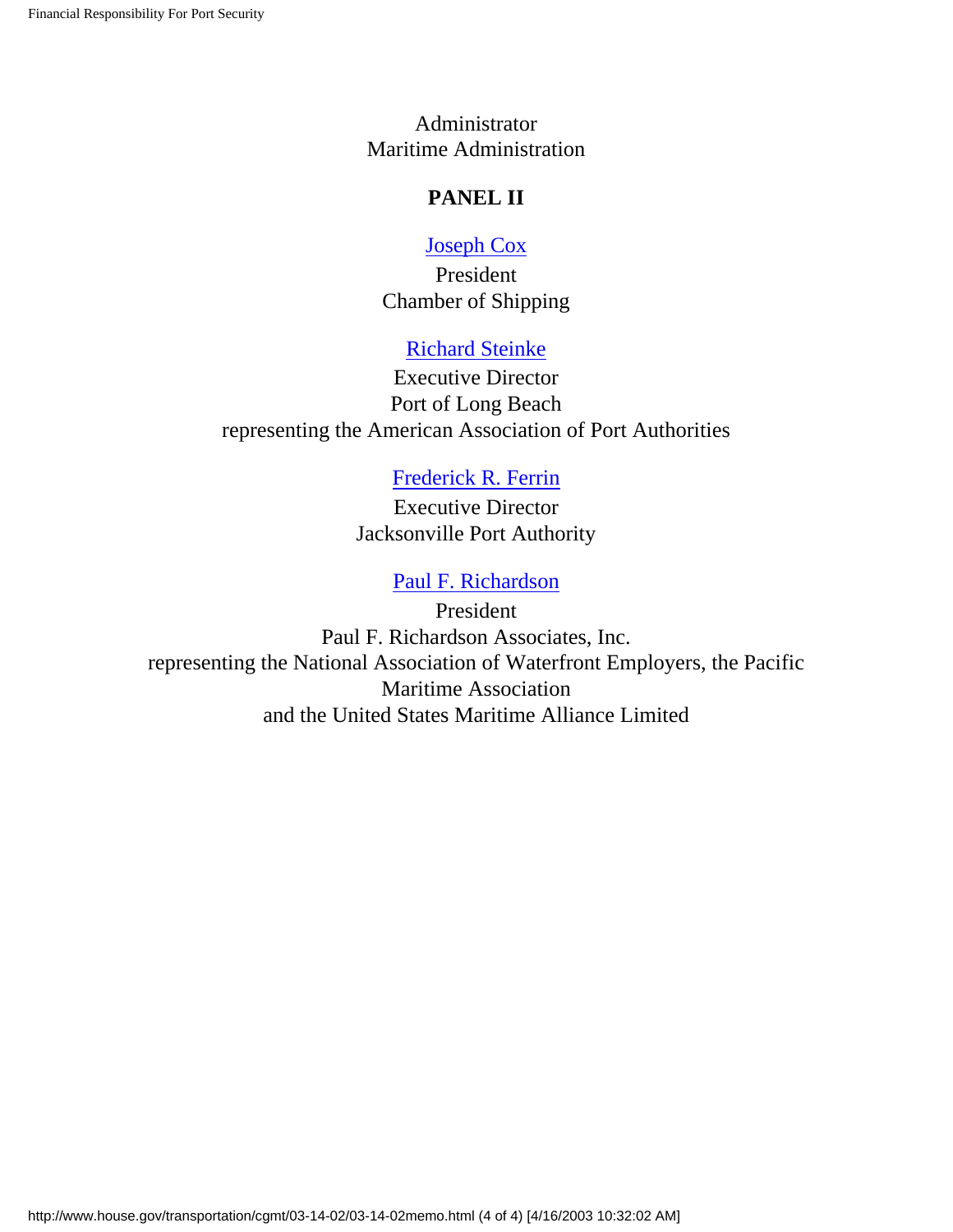Administrator
Maritime Administration

**PANEL II**

Joseph Cox
President
Chamber of Shipping

Richard Steinke
Executive Director
Port of Long Beach
representing the American Association of Port Authorities

Frederick R. Ferrin
Executive Director
Jacksonville Port Authority

Paul F. Richardson
President
Paul F. Richardson Associates, Inc.
representing the National Association of Waterfront Employers, the Pacific Maritime Association
and the United States Maritime Alliance Limited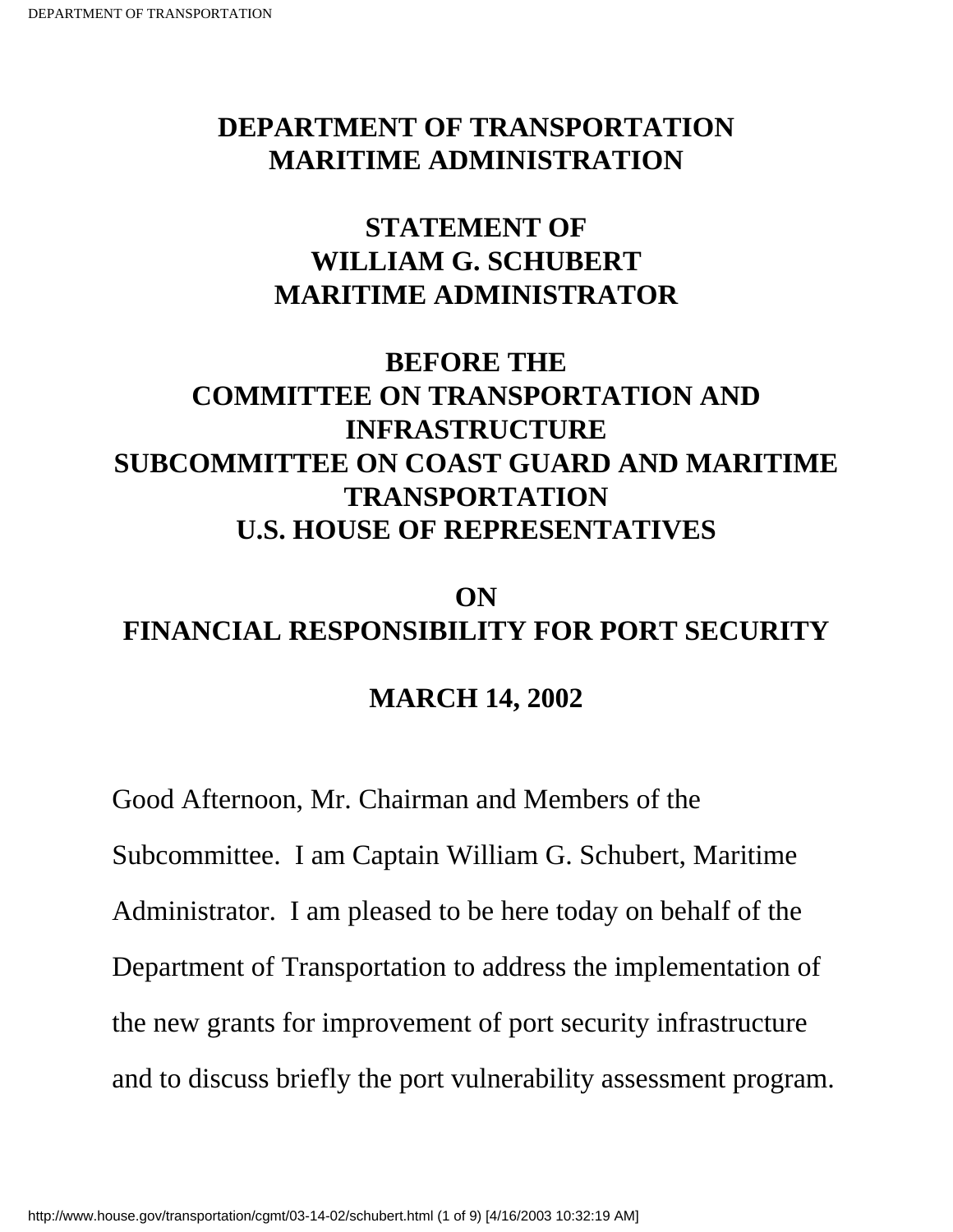# DEPARTMENT OF TRANSPORTATION MARITIME ADMINISTRATION

## STATEMENT OF WILLIAM G. SCHUBERT MARITIME ADMINISTRATOR

## BEFORE THE COMMITTEE ON TRANSPORTATION AND INFRASTRUCTURE SUBCOMMITTEE ON COAST GUARD AND MARITIME TRANSPORTATION U.S. HOUSE OF REPRESENTATIVES

## ON FINANCIAL RESPONSIBILITY FOR PORT SECURITY

## MARCH 14, 2002

Good Afternoon, Mr. Chairman and Members of the Subcommittee. I am Captain William G. Schubert, Maritime Administrator. I am pleased to be here today on behalf of the Department of Transportation to address the implementation of the new grants for improvement of port security infrastructure and to discuss briefly the port vulnerability assessment program.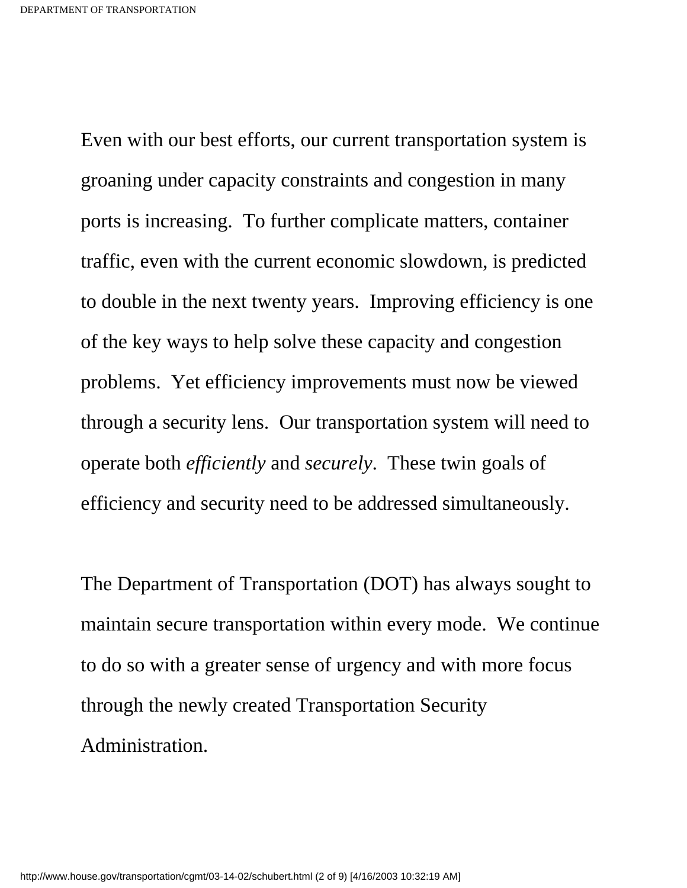Even with our best efforts, our current transportation system is groaning under capacity constraints and congestion in many ports is increasing.  To further complicate matters, container traffic, even with the current economic slowdown, is predicted to double in the next twenty years.  Improving efficiency is one of the key ways to help solve these capacity and congestion problems.  Yet efficiency improvements must now be viewed through a security lens.  Our transportation system will need to operate both *efficiently* and *securely*.  These twin goals of efficiency and security need to be addressed simultaneously.

The Department of Transportation (DOT) has always sought to maintain secure transportation within every mode.  We continue to do so with a greater sense of urgency and with more focus through the newly created Transportation Security Administration.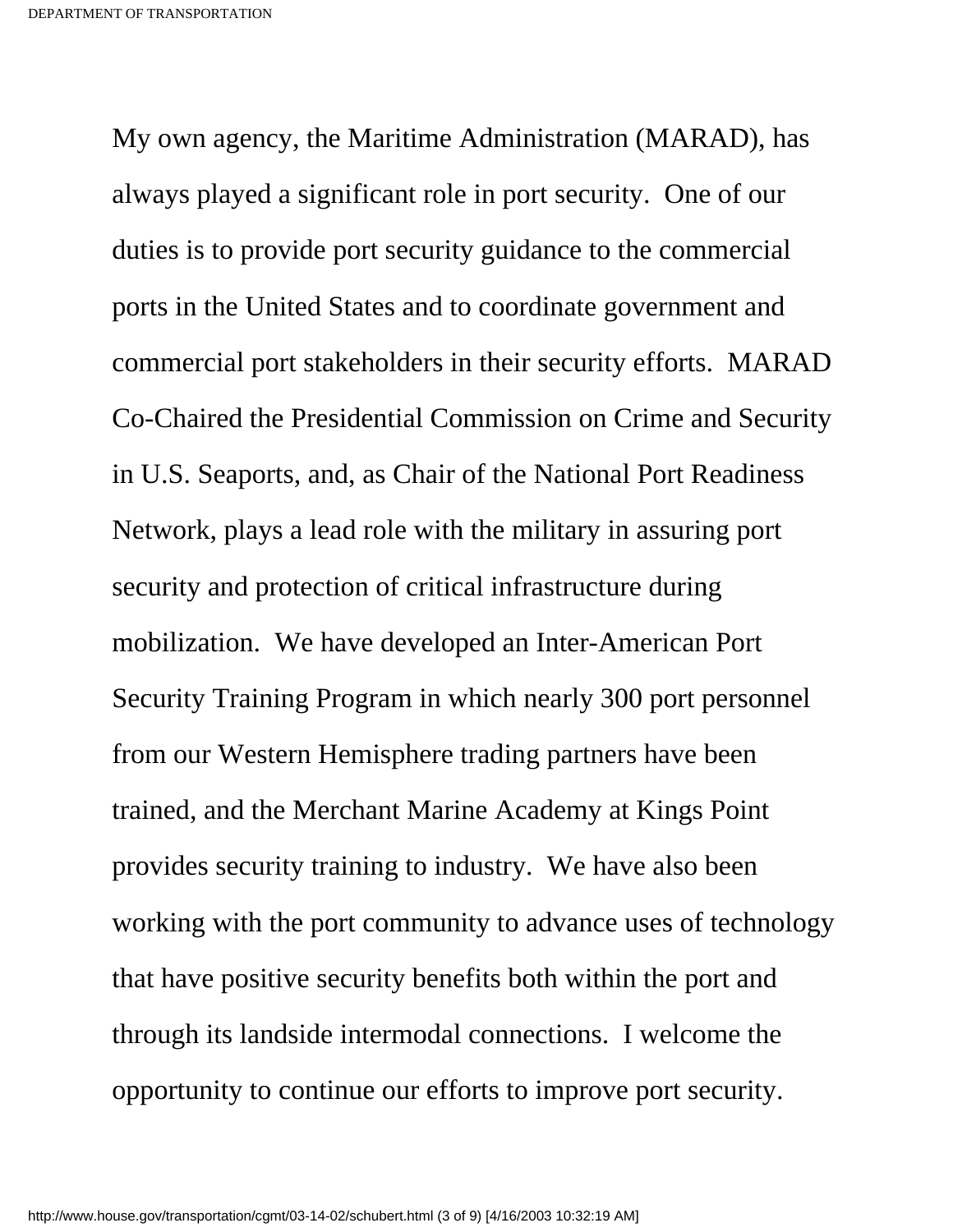My own agency, the Maritime Administration (MARAD), has always played a significant role in port security. One of our duties is to provide port security guidance to the commercial ports in the United States and to coordinate government and commercial port stakeholders in their security efforts. MARAD Co-Chaired the Presidential Commission on Crime and Security in U.S. Seaports, and, as Chair of the National Port Readiness Network, plays a lead role with the military in assuring port security and protection of critical infrastructure during mobilization. We have developed an Inter-American Port Security Training Program in which nearly 300 port personnel from our Western Hemisphere trading partners have been trained, and the Merchant Marine Academy at Kings Point provides security training to industry. We have also been working with the port community to advance uses of technology that have positive security benefits both within the port and through its landside intermodal connections. I welcome the opportunity to continue our efforts to improve port security.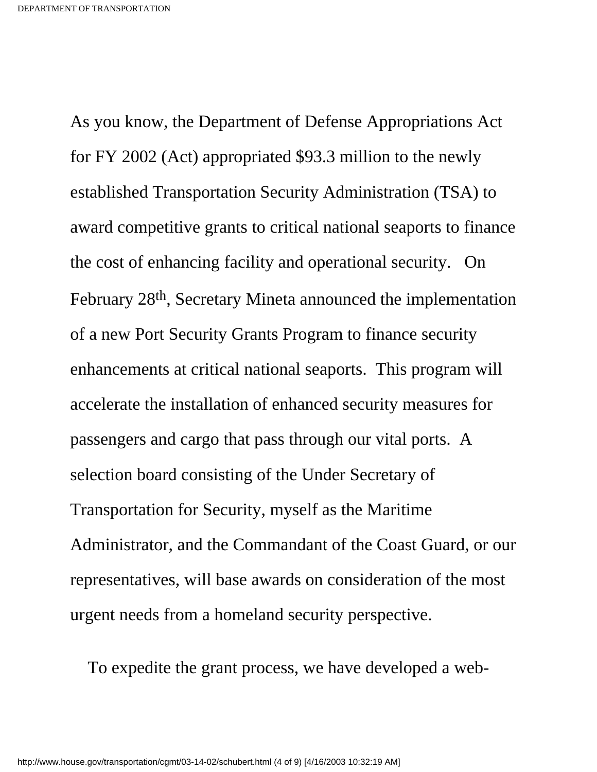As you know, the Department of Defense Appropriations Act for FY 2002 (Act) appropriated $93.3 million to the newly established Transportation Security Administration (TSA) to award competitive grants to critical national seaports to finance the cost of enhancing facility and operational security. On February 28th, Secretary Mineta announced the implementation of a new Port Security Grants Program to finance security enhancements at critical national seaports. This program will accelerate the installation of enhanced security measures for passengers and cargo that pass through our vital ports. A selection board consisting of the Under Secretary of Transportation for Security, myself as the Maritime Administrator, and the Commandant of the Coast Guard, or our representatives, will base awards on consideration of the most urgent needs from a homeland security perspective.

To expedite the grant process, we have developed a web-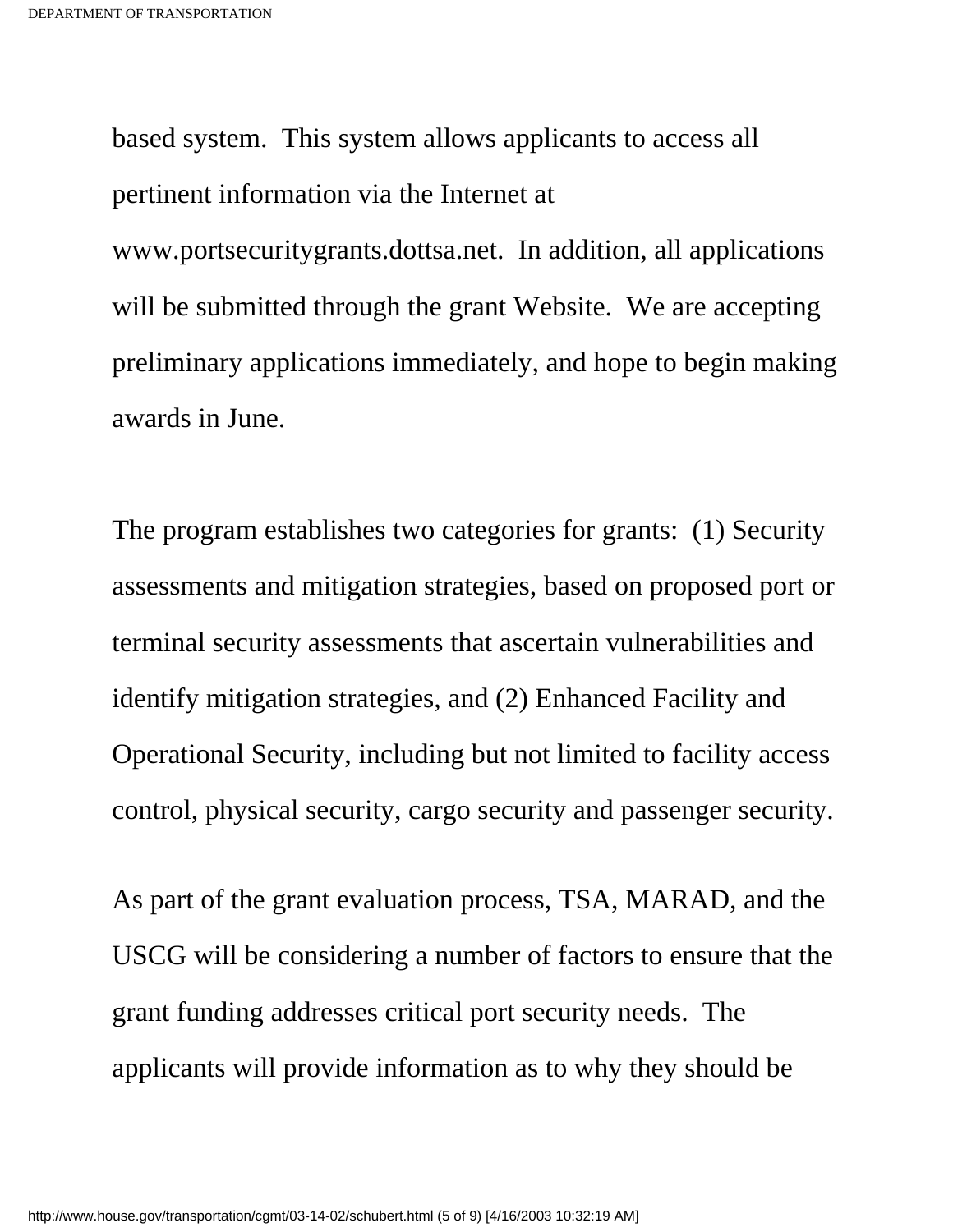based system. This system allows applicants to access all pertinent information via the Internet at www.portsecuritygrants.dottsa.net. In addition, all applications will be submitted through the grant Website. We are accepting preliminary applications immediately, and hope to begin making awards in June.

The program establishes two categories for grants: (1) Security assessments and mitigation strategies, based on proposed port or terminal security assessments that ascertain vulnerabilities and identify mitigation strategies, and (2) Enhanced Facility and Operational Security, including but not limited to facility access control, physical security, cargo security and passenger security.

As part of the grant evaluation process, TSA, MARAD, and the USCG will be considering a number of factors to ensure that the grant funding addresses critical port security needs. The applicants will provide information as to why they should be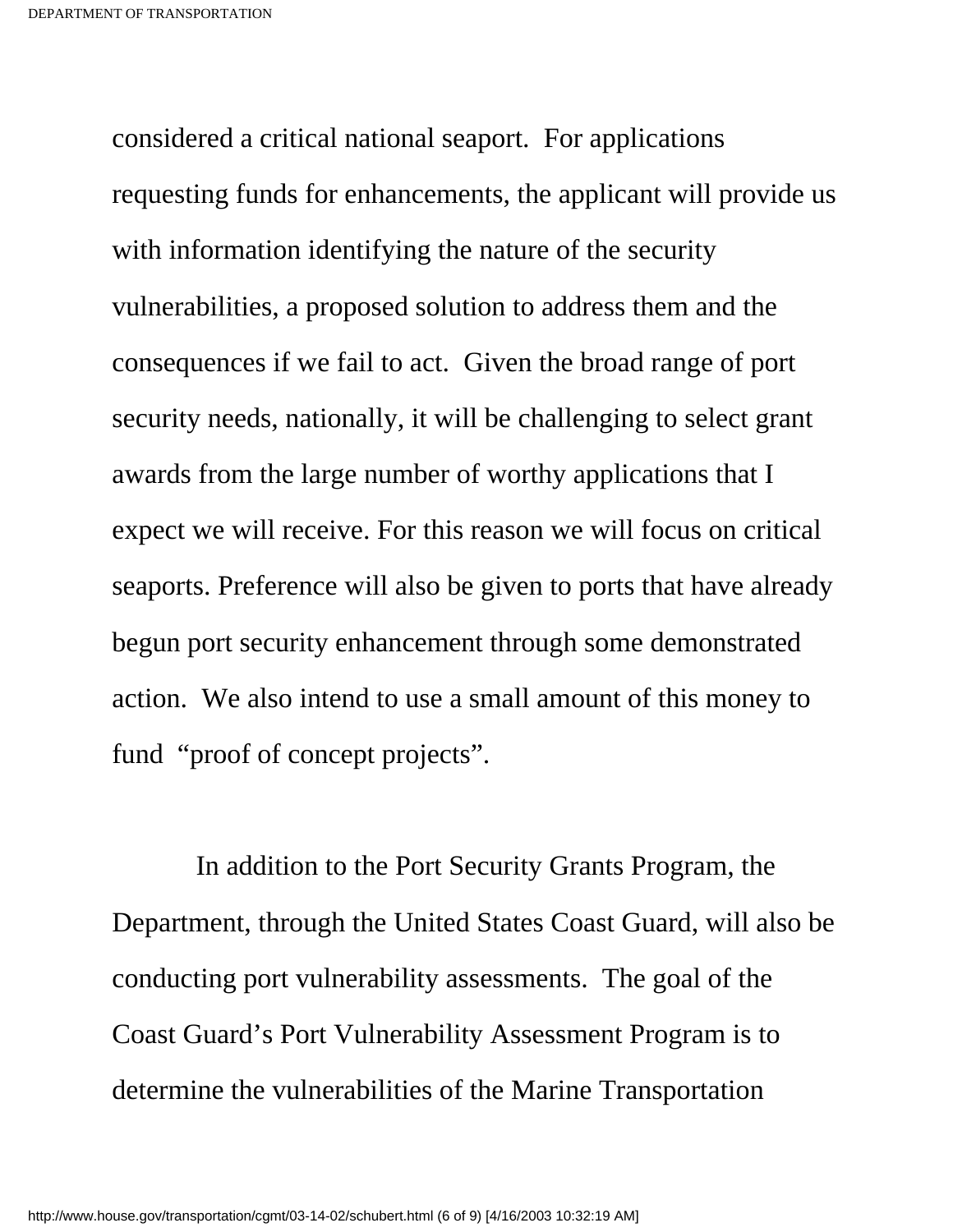considered a critical national seaport. For applications requesting funds for enhancements, the applicant will provide us with information identifying the nature of the security vulnerabilities, a proposed solution to address them and the consequences if we fail to act. Given the broad range of port security needs, nationally, it will be challenging to select grant awards from the large number of worthy applications that I expect we will receive. For this reason we will focus on critical seaports. Preference will also be given to ports that have already begun port security enhancement through some demonstrated action. We also intend to use a small amount of this money to fund "proof of concept projects".

In addition to the Port Security Grants Program, the Department, through the United States Coast Guard, will also be conducting port vulnerability assessments. The goal of the Coast Guard's Port Vulnerability Assessment Program is to determine the vulnerabilities of the Marine Transportation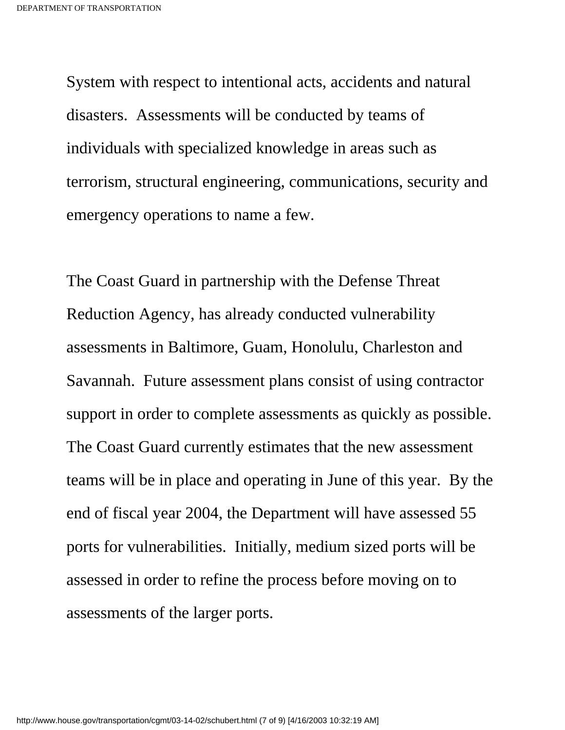System with respect to intentional acts, accidents and natural disasters. Assessments will be conducted by teams of individuals with specialized knowledge in areas such as terrorism, structural engineering, communications, security and emergency operations to name a few.

The Coast Guard in partnership with the Defense Threat Reduction Agency, has already conducted vulnerability assessments in Baltimore, Guam, Honolulu, Charleston and Savannah. Future assessment plans consist of using contractor support in order to complete assessments as quickly as possible. The Coast Guard currently estimates that the new assessment teams will be in place and operating in June of this year. By the end of fiscal year 2004, the Department will have assessed 55 ports for vulnerabilities. Initially, medium sized ports will be assessed in order to refine the process before moving on to assessments of the larger ports.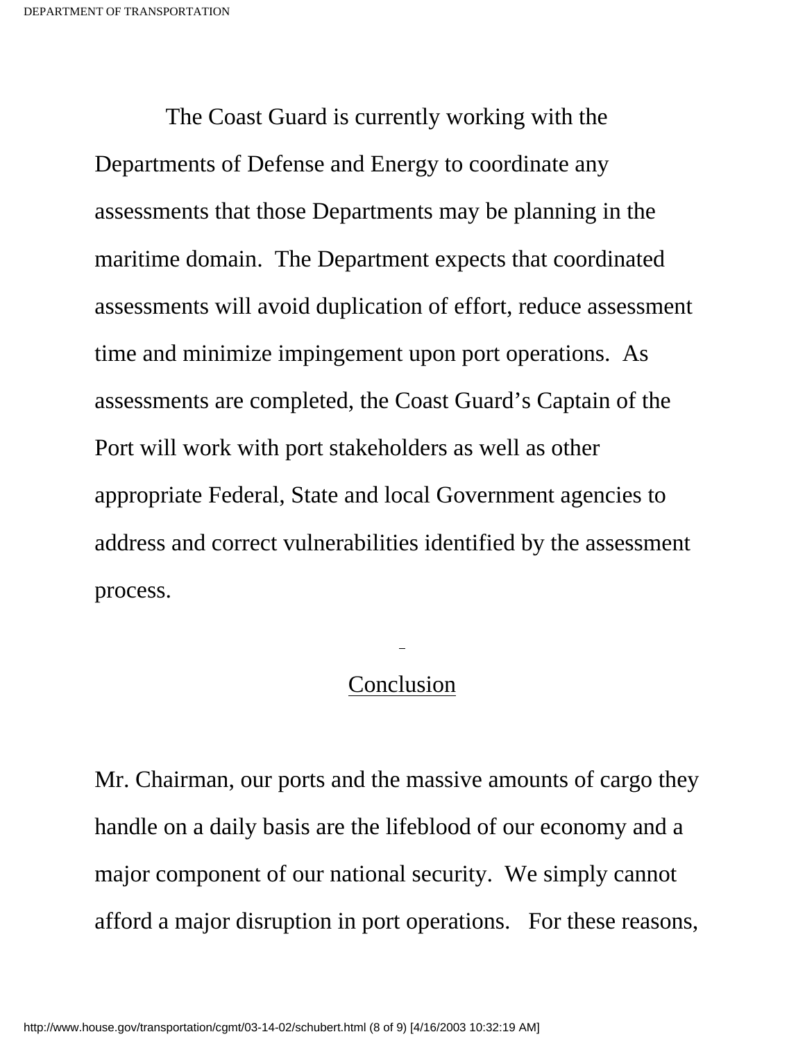The Coast Guard is currently working with the Departments of Defense and Energy to coordinate any assessments that those Departments may be planning in the maritime domain. The Department expects that coordinated assessments will avoid duplication of effort, reduce assessment time and minimize impingement upon port operations. As assessments are completed, the Coast Guard's Captain of the Port will work with port stakeholders as well as other appropriate Federal, State and local Government agencies to address and correct vulnerabilities identified by the assessment process.

## Conclusion

Mr. Chairman, our ports and the massive amounts of cargo they handle on a daily basis are the lifeblood of our economy and a major component of our national security. We simply cannot afford a major disruption in port operations. For these reasons,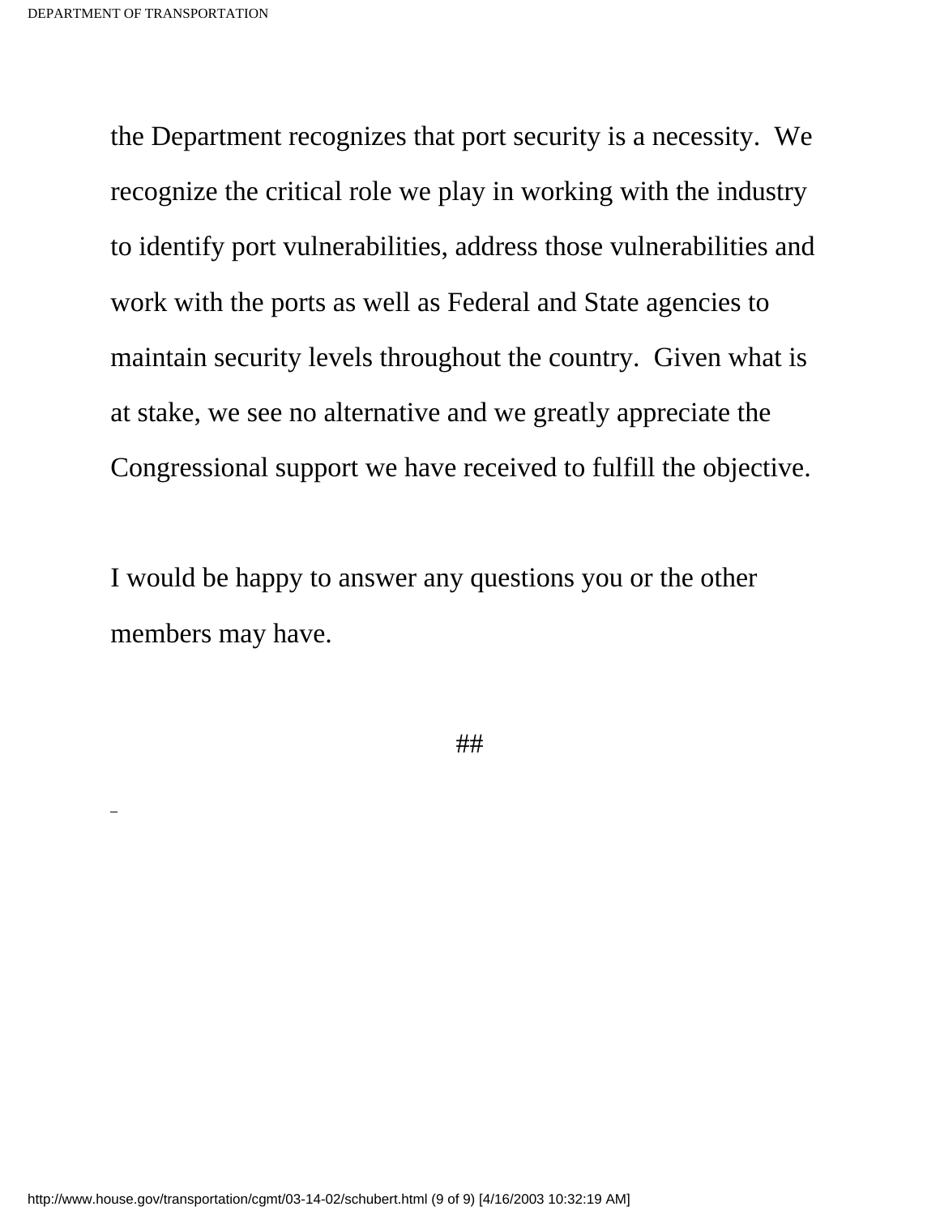the Department recognizes that port security is a necessity. We recognize the critical role we play in working with the industry to identify port vulnerabilities, address those vulnerabilities and work with the ports as well as Federal and State agencies to maintain security levels throughout the country. Given what is at stake, we see no alternative and we greatly appreciate the Congressional support we have received to fulfill the objective.

I would be happy to answer any questions you or the other members may have.

##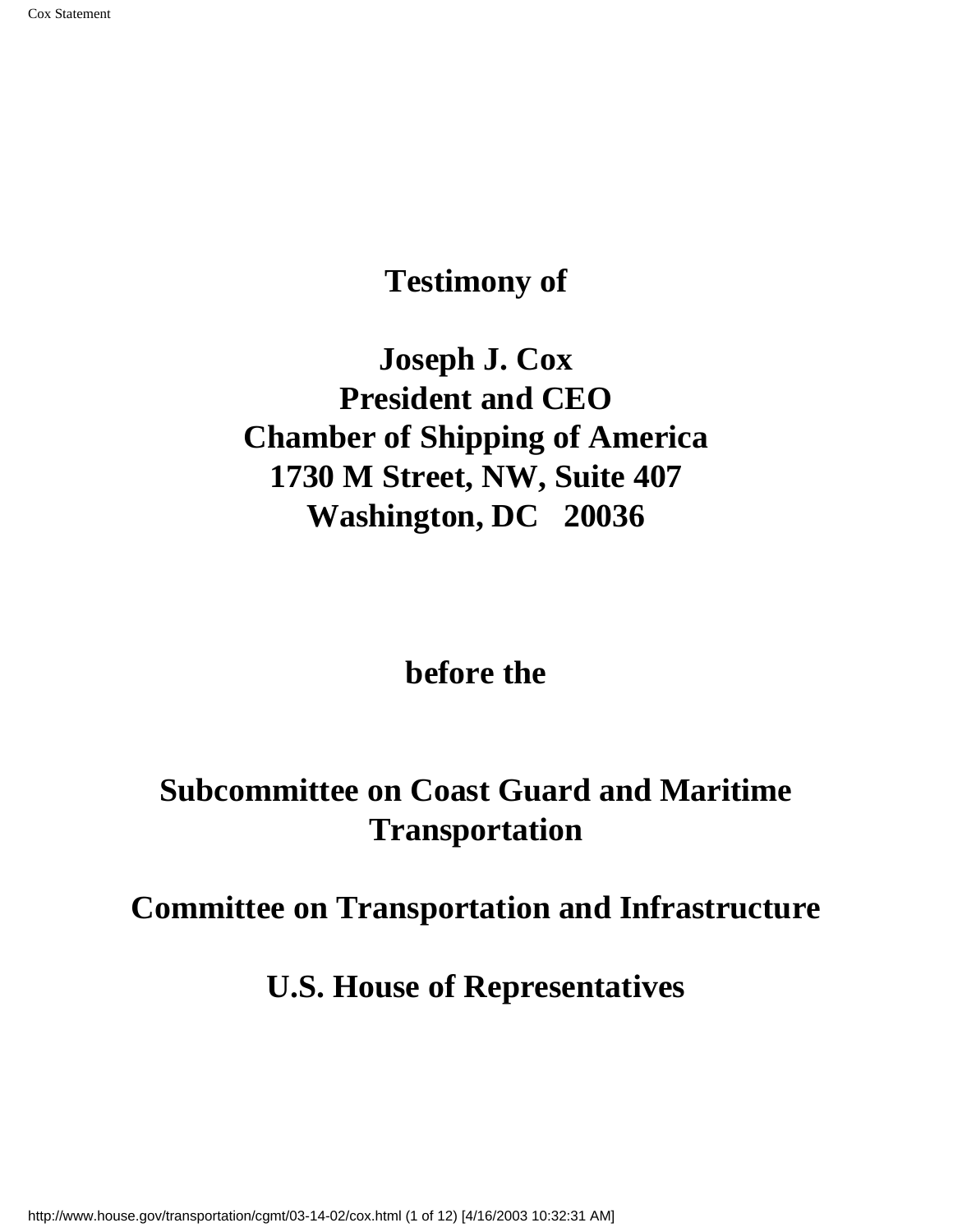**Testimony of**

**Joseph J. Cox**
**President and CEO**
**Chamber of Shipping of America**
**1730 M Street, NW, Suite 407**
**Washington, DC 20036**

**before the**

**Subcommittee on Coast Guard and Maritime Transportation**

**Committee on Transportation and Infrastructure**

**U.S. House of Representatives**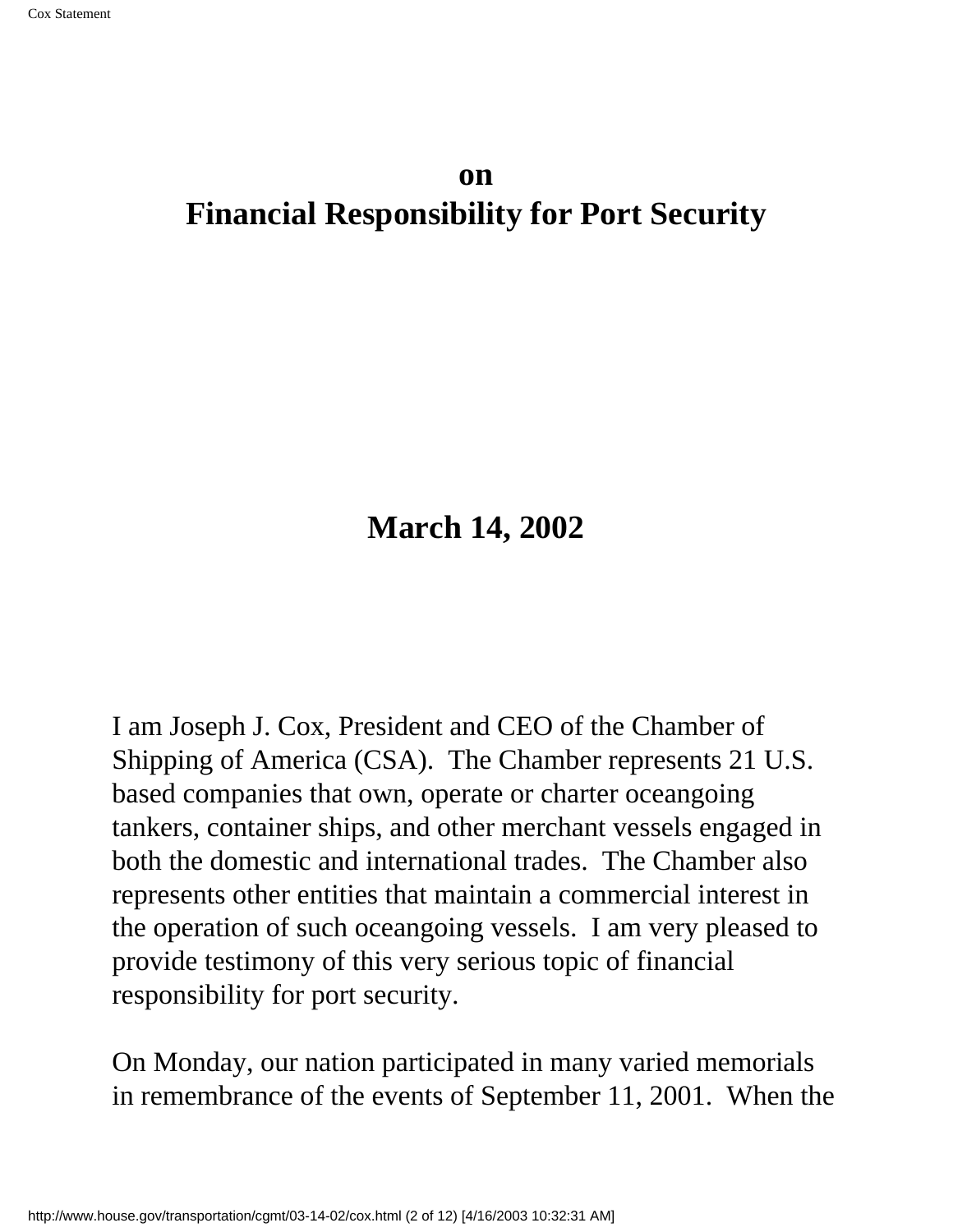## on
## Financial Responsibility for Port Security

## March 14, 2002

I am Joseph J. Cox, President and CEO of the Chamber of Shipping of America (CSA). The Chamber represents 21 U.S. based companies that own, operate or charter oceangoing tankers, container ships, and other merchant vessels engaged in both the domestic and international trades. The Chamber also represents other entities that maintain a commercial interest in the operation of such oceangoing vessels. I am very pleased to provide testimony of this very serious topic of financial responsibility for port security.

On Monday, our nation participated in many varied memorials in remembrance of the events of September 11, 2001. When the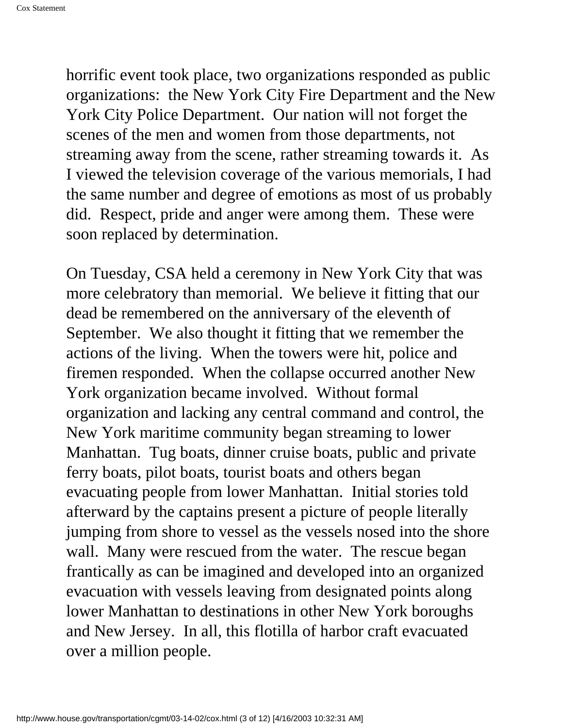horrific event took place, two organizations responded as public organizations: the New York City Fire Department and the New York City Police Department. Our nation will not forget the scenes of the men and women from those departments, not streaming away from the scene, rather streaming towards it. As I viewed the television coverage of the various memorials, I had the same number and degree of emotions as most of us probably did. Respect, pride and anger were among them. These were soon replaced by determination.

On Tuesday, CSA held a ceremony in New York City that was more celebratory than memorial. We believe it fitting that our dead be remembered on the anniversary of the eleventh of September. We also thought it fitting that we remember the actions of the living. When the towers were hit, police and firemen responded. When the collapse occurred another New York organization became involved. Without formal organization and lacking any central command and control, the New York maritime community began streaming to lower Manhattan. Tug boats, dinner cruise boats, public and private ferry boats, pilot boats, tourist boats and others began evacuating people from lower Manhattan. Initial stories told afterward by the captains present a picture of people literally jumping from shore to vessel as the vessels nosed into the shore wall. Many were rescued from the water. The rescue began frantically as can be imagined and developed into an organized evacuation with vessels leaving from designated points along lower Manhattan to destinations in other New York boroughs and New Jersey. In all, this flotilla of harbor craft evacuated over a million people.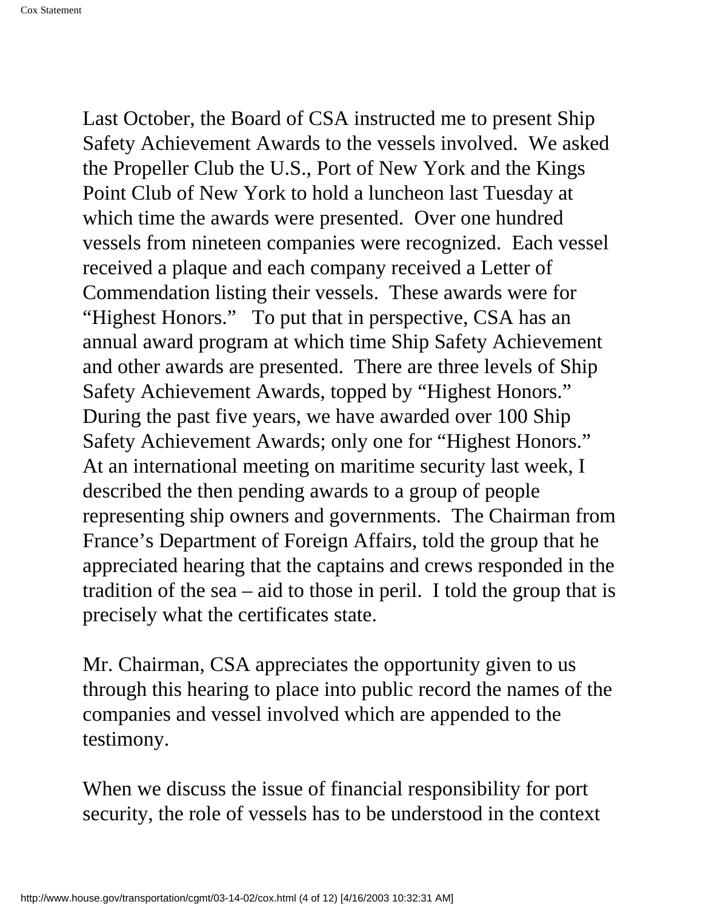Last October, the Board of CSA instructed me to present Ship Safety Achievement Awards to the vessels involved. We asked the Propeller Club the U.S., Port of New York and the Kings Point Club of New York to hold a luncheon last Tuesday at which time the awards were presented. Over one hundred vessels from nineteen companies were recognized. Each vessel received a plaque and each company received a Letter of Commendation listing their vessels. These awards were for "Highest Honors." To put that in perspective, CSA has an annual award program at which time Ship Safety Achievement and other awards are presented. There are three levels of Ship Safety Achievement Awards, topped by "Highest Honors." During the past five years, we have awarded over 100 Ship Safety Achievement Awards; only one for "Highest Honors." At an international meeting on maritime security last week, I described the then pending awards to a group of people representing ship owners and governments. The Chairman from France's Department of Foreign Affairs, told the group that he appreciated hearing that the captains and crews responded in the tradition of the sea – aid to those in peril. I told the group that is precisely what the certificates state.

Mr. Chairman, CSA appreciates the opportunity given to us through this hearing to place into public record the names of the companies and vessel involved which are appended to the testimony.

When we discuss the issue of financial responsibility for port security, the role of vessels has to be understood in the context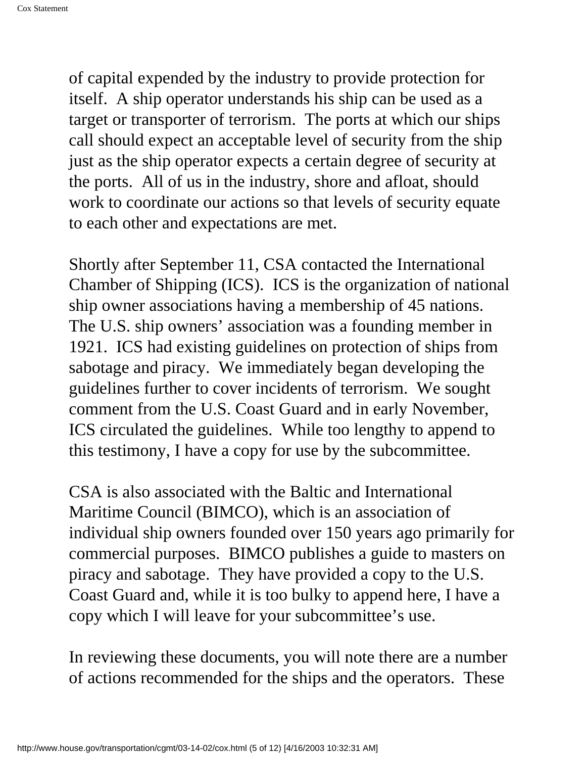of capital expended by the industry to provide protection for itself. A ship operator understands his ship can be used as a target or transporter of terrorism. The ports at which our ships call should expect an acceptable level of security from the ship just as the ship operator expects a certain degree of security at the ports. All of us in the industry, shore and afloat, should work to coordinate our actions so that levels of security equate to each other and expectations are met.

Shortly after September 11, CSA contacted the International Chamber of Shipping (ICS). ICS is the organization of national ship owner associations having a membership of 45 nations. The U.S. ship owners' association was a founding member in 1921. ICS had existing guidelines on protection of ships from sabotage and piracy. We immediately began developing the guidelines further to cover incidents of terrorism. We sought comment from the U.S. Coast Guard and in early November, ICS circulated the guidelines. While too lengthy to append to this testimony, I have a copy for use by the subcommittee.

CSA is also associated with the Baltic and International Maritime Council (BIMCO), which is an association of individual ship owners founded over 150 years ago primarily for commercial purposes. BIMCO publishes a guide to masters on piracy and sabotage. They have provided a copy to the U.S. Coast Guard and, while it is too bulky to append here, I have a copy which I will leave for your subcommittee's use.

In reviewing these documents, you will note there are a number of actions recommended for the ships and the operators. These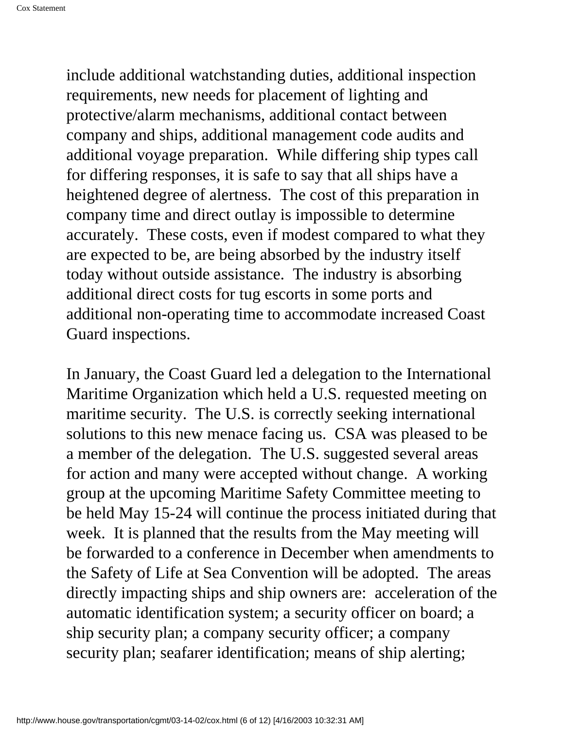include additional watchstanding duties, additional inspection requirements, new needs for placement of lighting and protective/alarm mechanisms, additional contact between company and ships, additional management code audits and additional voyage preparation. While differing ship types call for differing responses, it is safe to say that all ships have a heightened degree of alertness. The cost of this preparation in company time and direct outlay is impossible to determine accurately. These costs, even if modest compared to what they are expected to be, are being absorbed by the industry itself today without outside assistance. The industry is absorbing additional direct costs for tug escorts in some ports and additional non-operating time to accommodate increased Coast Guard inspections.

In January, the Coast Guard led a delegation to the International Maritime Organization which held a U.S. requested meeting on maritime security. The U.S. is correctly seeking international solutions to this new menace facing us. CSA was pleased to be a member of the delegation. The U.S. suggested several areas for action and many were accepted without change. A working group at the upcoming Maritime Safety Committee meeting to be held May 15-24 will continue the process initiated during that week. It is planned that the results from the May meeting will be forwarded to a conference in December when amendments to the Safety of Life at Sea Convention will be adopted. The areas directly impacting ships and ship owners are: acceleration of the automatic identification system; a security officer on board; a ship security plan; a company security officer; a company security plan; seafarer identification; means of ship alerting;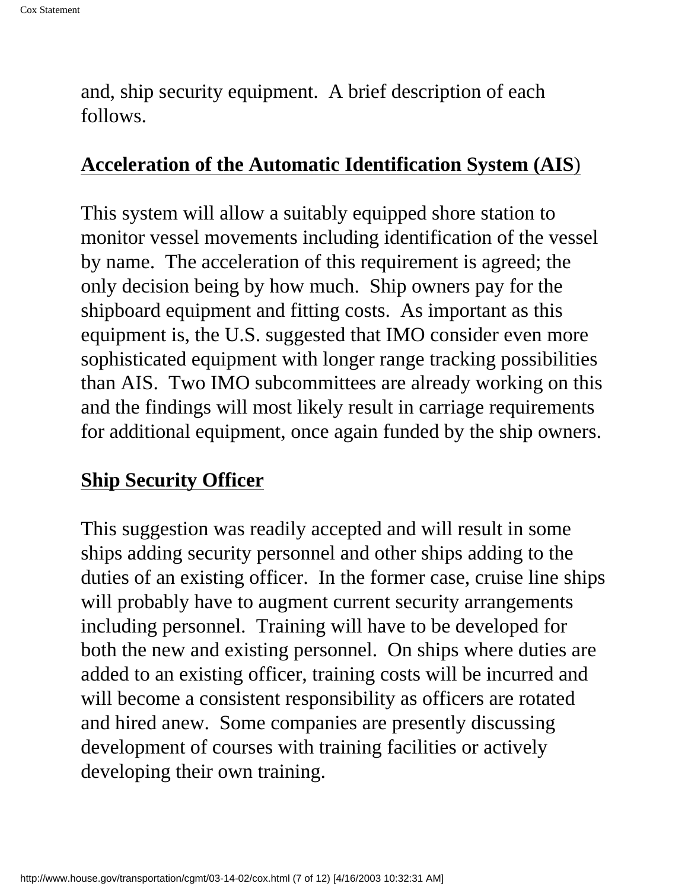and, ship security equipment.  A brief description of each follows.

**Acceleration of the Automatic Identification System (AIS)**

This system will allow a suitably equipped shore station to monitor vessel movements including identification of the vessel by name.  The acceleration of this requirement is agreed; the only decision being by how much.  Ship owners pay for the shipboard equipment and fitting costs.  As important as this equipment is, the U.S. suggested that IMO consider even more sophisticated equipment with longer range tracking possibilities than AIS.  Two IMO subcommittees are already working on this and the findings will most likely result in carriage requirements for additional equipment, once again funded by the ship owners.

**Ship Security Officer**

This suggestion was readily accepted and will result in some ships adding security personnel and other ships adding to the duties of an existing officer.  In the former case, cruise line ships will probably have to augment current security arrangements including personnel.  Training will have to be developed for both the new and existing personnel.  On ships where duties are added to an existing officer, training costs will be incurred and will become a consistent responsibility as officers are rotated and hired anew.  Some companies are presently discussing development of courses with training facilities or actively developing their own training.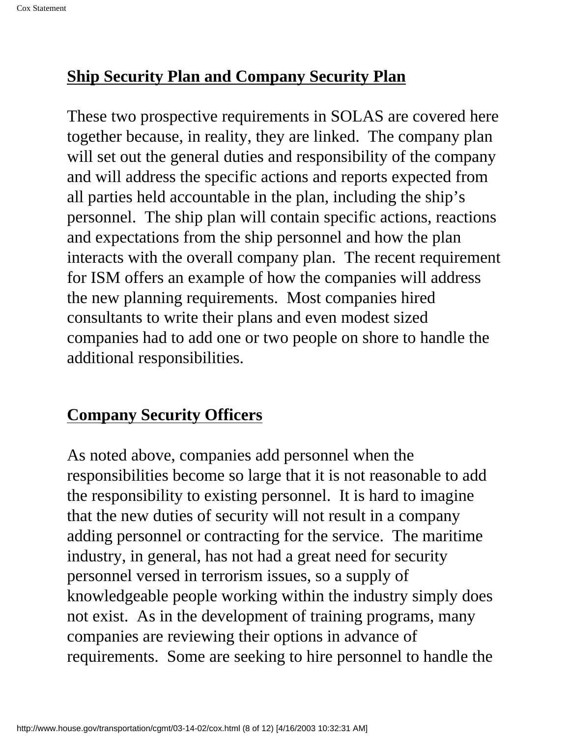## Ship Security Plan and Company Security Plan

These two prospective requirements in SOLAS are covered here together because, in reality, they are linked. The company plan will set out the general duties and responsibility of the company and will address the specific actions and reports expected from all parties held accountable in the plan, including the ship's personnel. The ship plan will contain specific actions, reactions and expectations from the ship personnel and how the plan interacts with the overall company plan. The recent requirement for ISM offers an example of how the companies will address the new planning requirements. Most companies hired consultants to write their plans and even modest sized companies had to add one or two people on shore to handle the additional responsibilities.

## Company Security Officers

As noted above, companies add personnel when the responsibilities become so large that it is not reasonable to add the responsibility to existing personnel. It is hard to imagine that the new duties of security will not result in a company adding personnel or contracting for the service. The maritime industry, in general, has not had a great need for security personnel versed in terrorism issues, so a supply of knowledgeable people working within the industry simply does not exist. As in the development of training programs, many companies are reviewing their options in advance of requirements. Some are seeking to hire personnel to handle the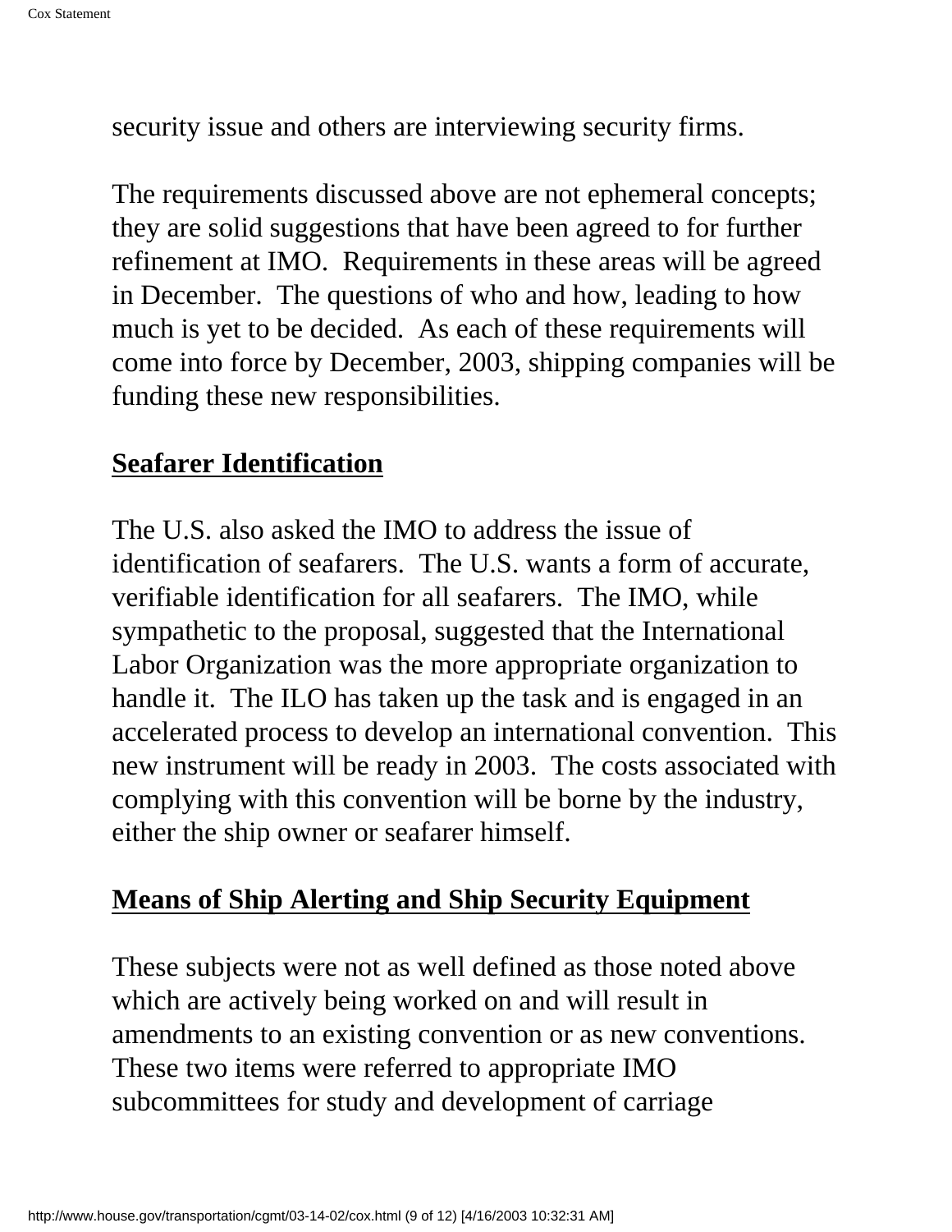security issue and others are interviewing security firms.

The requirements discussed above are not ephemeral concepts; they are solid suggestions that have been agreed to for further refinement at IMO. Requirements in these areas will be agreed in December. The questions of who and how, leading to how much is yet to be decided. As each of these requirements will come into force by December, 2003, shipping companies will be funding these new responsibilities.

## Seafarer Identification

The U.S. also asked the IMO to address the issue of identification of seafarers. The U.S. wants a form of accurate, verifiable identification for all seafarers. The IMO, while sympathetic to the proposal, suggested that the International Labor Organization was the more appropriate organization to handle it. The ILO has taken up the task and is engaged in an accelerated process to develop an international convention. This new instrument will be ready in 2003. The costs associated with complying with this convention will be borne by the industry, either the ship owner or seafarer himself.

## Means of Ship Alerting and Ship Security Equipment

These subjects were not as well defined as those noted above which are actively being worked on and will result in amendments to an existing convention or as new conventions. These two items were referred to appropriate IMO subcommittees for study and development of carriage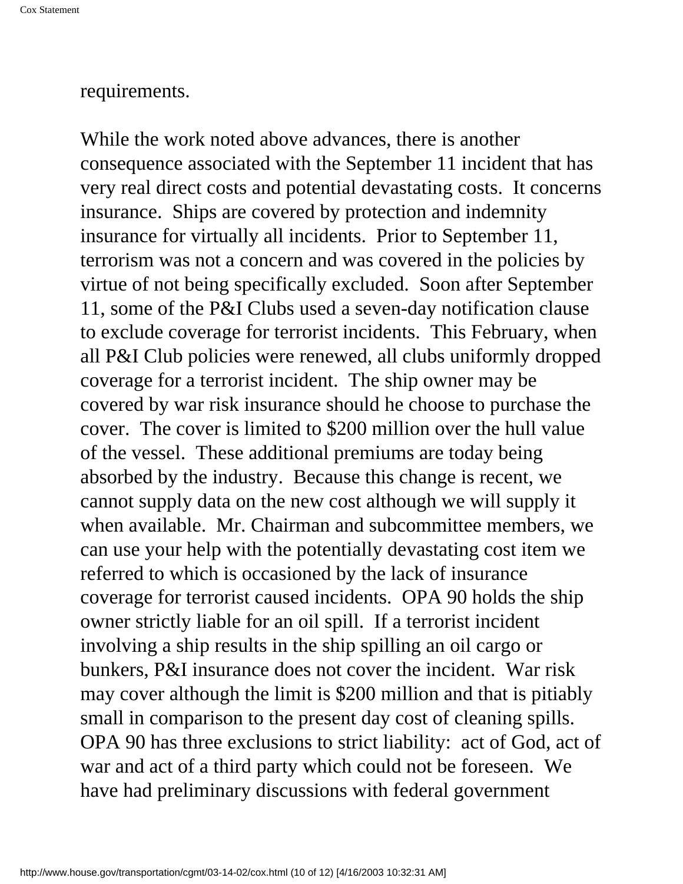requirements.

While the work noted above advances, there is another consequence associated with the September 11 incident that has very real direct costs and potential devastating costs. It concerns insurance. Ships are covered by protection and indemnity insurance for virtually all incidents. Prior to September 11, terrorism was not a concern and was covered in the policies by virtue of not being specifically excluded. Soon after September 11, some of the P&I Clubs used a seven-day notification clause to exclude coverage for terrorist incidents. This February, when all P&I Club policies were renewed, all clubs uniformly dropped coverage for a terrorist incident. The ship owner may be covered by war risk insurance should he choose to purchase the cover. The cover is limited to $200 million over the hull value of the vessel. These additional premiums are today being absorbed by the industry. Because this change is recent, we cannot supply data on the new cost although we will supply it when available. Mr. Chairman and subcommittee members, we can use your help with the potentially devastating cost item we referred to which is occasioned by the lack of insurance coverage for terrorist caused incidents. OPA 90 holds the ship owner strictly liable for an oil spill. If a terrorist incident involving a ship results in the ship spilling an oil cargo or bunkers, P&I insurance does not cover the incident. War risk may cover although the limit is $200 million and that is pitiably small in comparison to the present day cost of cleaning spills. OPA 90 has three exclusions to strict liability: act of God, act of war and act of a third party which could not be foreseen. We have had preliminary discussions with federal government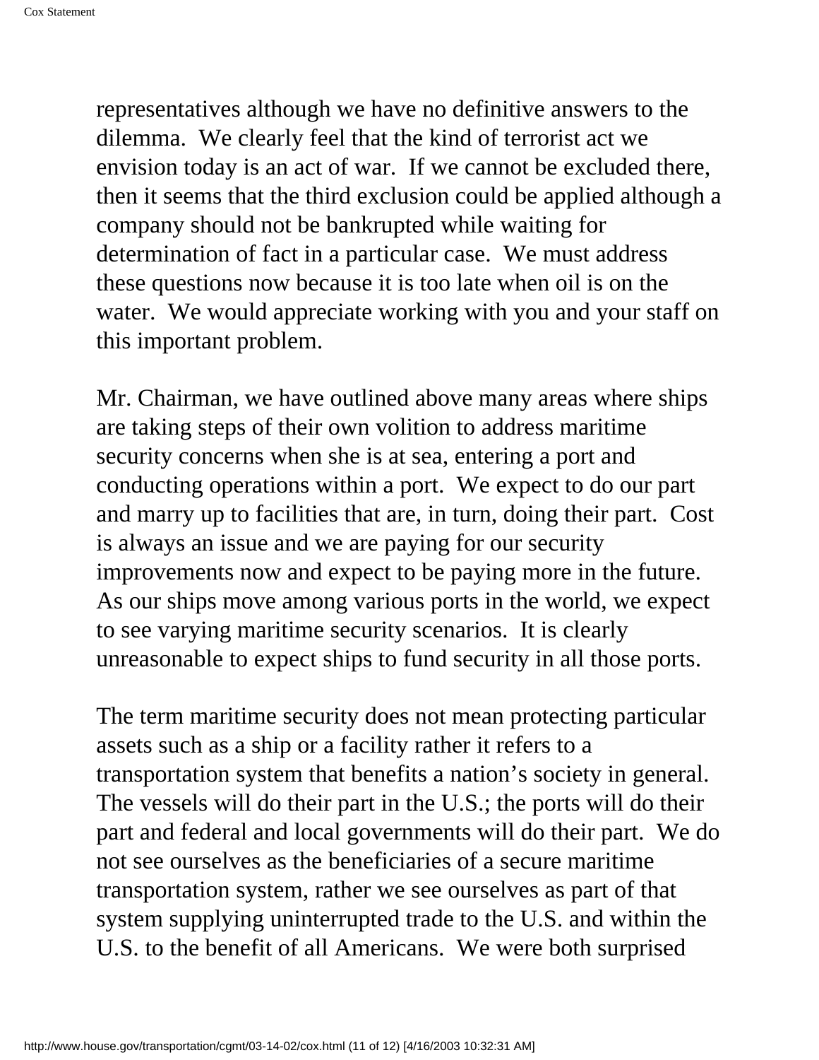representatives although we have no definitive answers to the dilemma. We clearly feel that the kind of terrorist act we envision today is an act of war. If we cannot be excluded there, then it seems that the third exclusion could be applied although a company should not be bankrupted while waiting for determination of fact in a particular case. We must address these questions now because it is too late when oil is on the water. We would appreciate working with you and your staff on this important problem.

Mr. Chairman, we have outlined above many areas where ships are taking steps of their own volition to address maritime security concerns when she is at sea, entering a port and conducting operations within a port. We expect to do our part and marry up to facilities that are, in turn, doing their part. Cost is always an issue and we are paying for our security improvements now and expect to be paying more in the future. As our ships move among various ports in the world, we expect to see varying maritime security scenarios. It is clearly unreasonable to expect ships to fund security in all those ports.

The term maritime security does not mean protecting particular assets such as a ship or a facility rather it refers to a transportation system that benefits a nation's society in general. The vessels will do their part in the U.S.; the ports will do their part and federal and local governments will do their part. We do not see ourselves as the beneficiaries of a secure maritime transportation system, rather we see ourselves as part of that system supplying uninterrupted trade to the U.S. and within the U.S. to the benefit of all Americans. We were both surprised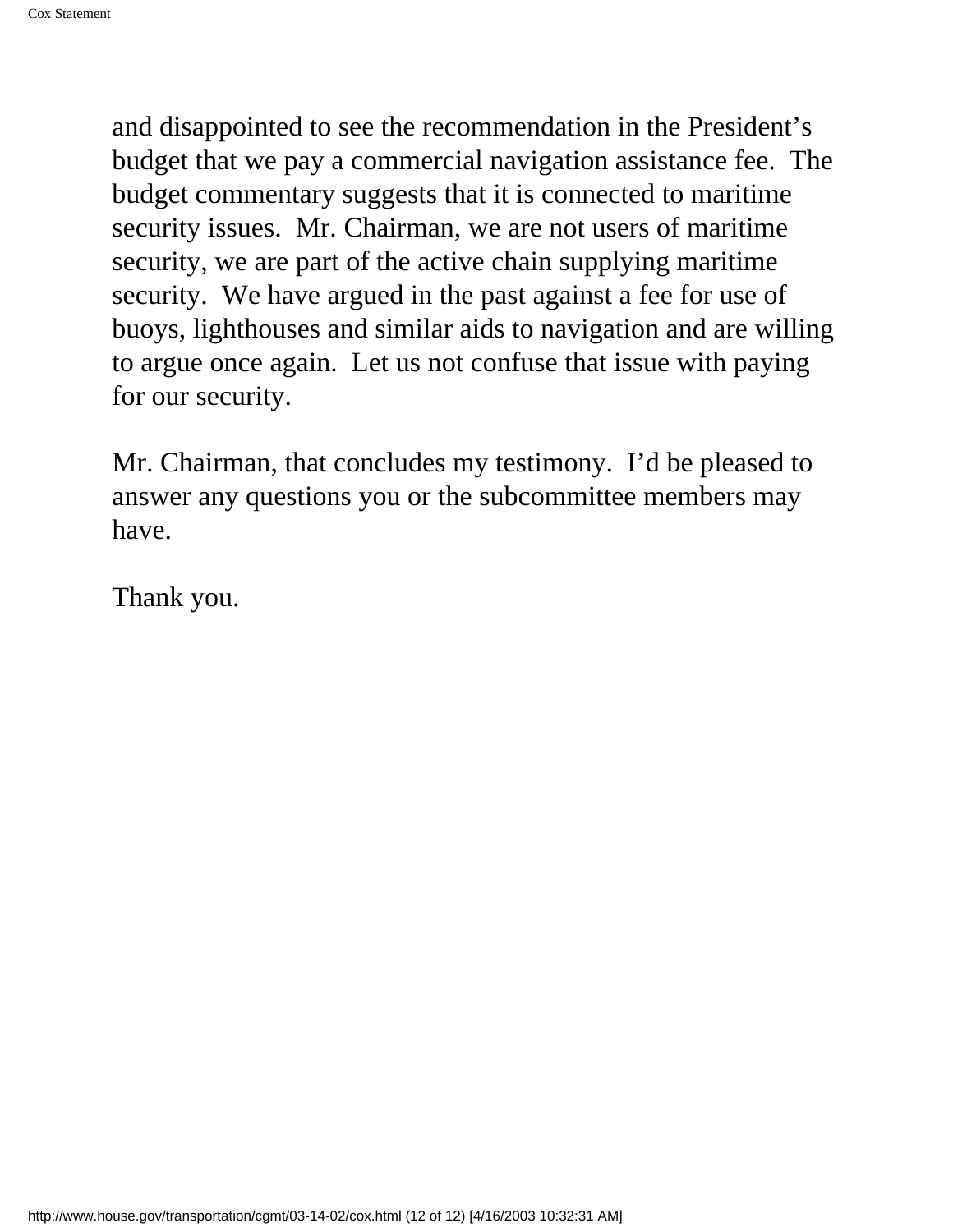and disappointed to see the recommendation in the President's budget that we pay a commercial navigation assistance fee. The budget commentary suggests that it is connected to maritime security issues. Mr. Chairman, we are not users of maritime security, we are part of the active chain supplying maritime security. We have argued in the past against a fee for use of buoys, lighthouses and similar aids to navigation and are willing to argue once again. Let us not confuse that issue with paying for our security.

Mr. Chairman, that concludes my testimony. I'd be pleased to answer any questions you or the subcommittee members may have.

Thank you.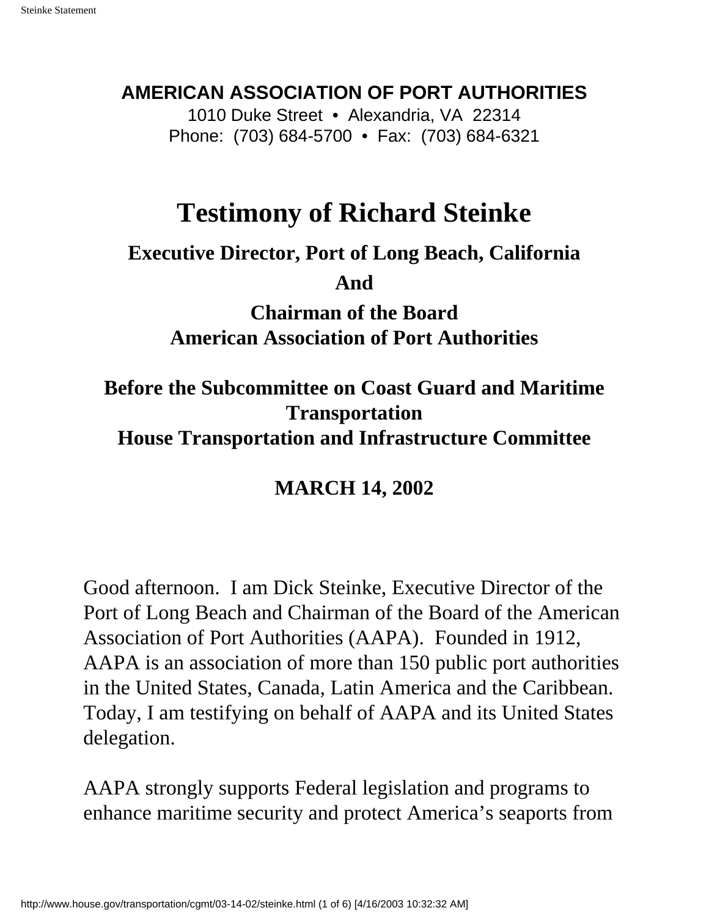**AMERICAN ASSOCIATION OF PORT AUTHORITIES**

1010 Duke Street • Alexandria, VA 22314

Phone: (703) 684-5700 • Fax: (703) 684-6321

# Testimony of Richard Steinke

## Executive Director, Port of Long Beach, California

## And

## Chairman of the Board
## American Association of Port Authorities

## Before the Subcommittee on Coast Guard and Maritime Transportation
## House Transportation and Infrastructure Committee

## MARCH 14, 2002

Good afternoon. I am Dick Steinke, Executive Director of the Port of Long Beach and Chairman of the Board of the American Association of Port Authorities (AAPA). Founded in 1912, AAPA is an association of more than 150 public port authorities in the United States, Canada, Latin America and the Caribbean. Today, I am testifying on behalf of AAPA and its United States delegation.

AAPA strongly supports Federal legislation and programs to enhance maritime security and protect America's seaports from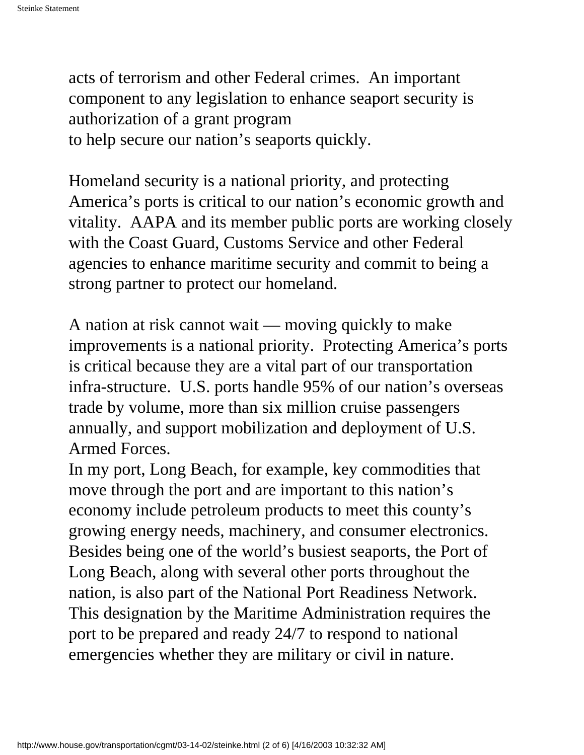acts of terrorism and other Federal crimes. An important component to any legislation to enhance seaport security is authorization of a grant program to help secure our nation's seaports quickly.

Homeland security is a national priority, and protecting America's ports is critical to our nation's economic growth and vitality. AAPA and its member public ports are working closely with the Coast Guard, Customs Service and other Federal agencies to enhance maritime security and commit to being a strong partner to protect our homeland.

A nation at risk cannot wait — moving quickly to make improvements is a national priority. Protecting America's ports is critical because they are a vital part of our transportation infra-structure. U.S. ports handle 95% of our nation's overseas trade by volume, more than six million cruise passengers annually, and support mobilization and deployment of U.S. Armed Forces.

In my port, Long Beach, for example, key commodities that move through the port and are important to this nation's economy include petroleum products to meet this county's growing energy needs, machinery, and consumer electronics. Besides being one of the world's busiest seaports, the Port of Long Beach, along with several other ports throughout the nation, is also part of the National Port Readiness Network. This designation by the Maritime Administration requires the port to be prepared and ready 24/7 to respond to national emergencies whether they are military or civil in nature.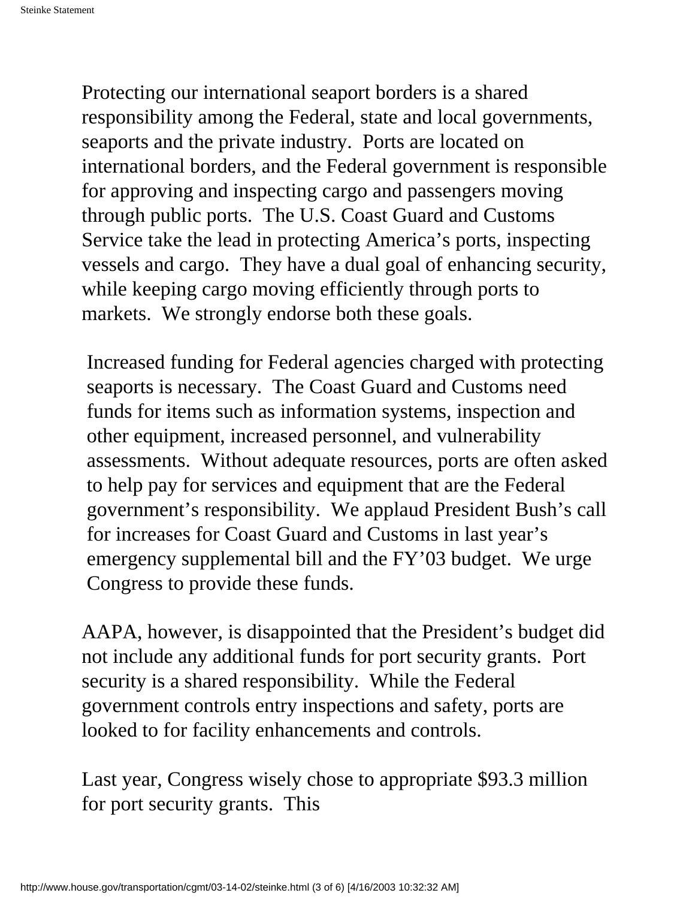Protecting our international seaport borders is a shared responsibility among the Federal, state and local governments, seaports and the private industry. Ports are located on international borders, and the Federal government is responsible for approving and inspecting cargo and passengers moving through public ports. The U.S. Coast Guard and Customs Service take the lead in protecting America's ports, inspecting vessels and cargo. They have a dual goal of enhancing security, while keeping cargo moving efficiently through ports to markets. We strongly endorse both these goals.

Increased funding for Federal agencies charged with protecting seaports is necessary. The Coast Guard and Customs need funds for items such as information systems, inspection and other equipment, increased personnel, and vulnerability assessments. Without adequate resources, ports are often asked to help pay for services and equipment that are the Federal government's responsibility. We applaud President Bush's call for increases for Coast Guard and Customs in last year's emergency supplemental bill and the FY'03 budget. We urge Congress to provide these funds.

AAPA, however, is disappointed that the President's budget did not include any additional funds for port security grants. Port security is a shared responsibility. While the Federal government controls entry inspections and safety, ports are looked to for facility enhancements and controls.

Last year, Congress wisely chose to appropriate $93.3 million for port security grants. This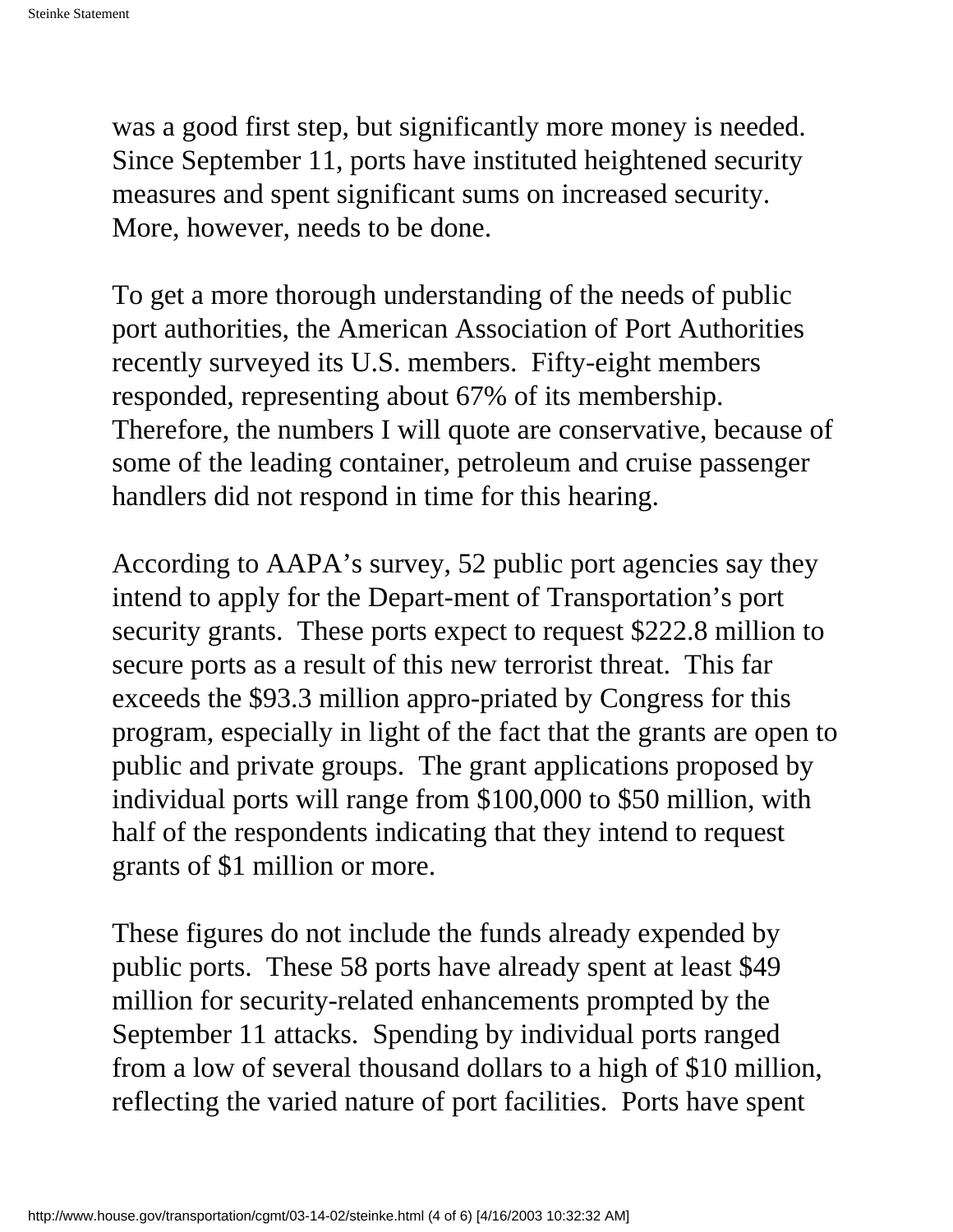was a good first step, but significantly more money is needed. Since September 11, ports have instituted heightened security measures and spent significant sums on increased security. More, however, needs to be done.

To get a more thorough understanding of the needs of public port authorities, the American Association of Port Authorities recently surveyed its U.S. members. Fifty-eight members responded, representing about 67% of its membership. Therefore, the numbers I will quote are conservative, because of some of the leading container, petroleum and cruise passenger handlers did not respond in time for this hearing.

According to AAPA's survey, 52 public port agencies say they intend to apply for the Depart-ment of Transportation's port security grants. These ports expect to request $222.8 million to secure ports as a result of this new terrorist threat. This far exceeds the $93.3 million appro-priated by Congress for this program, especially in light of the fact that the grants are open to public and private groups. The grant applications proposed by individual ports will range from $100,000 to $50 million, with half of the respondents indicating that they intend to request grants of $1 million or more.

These figures do not include the funds already expended by public ports. These 58 ports have already spent at least $49 million for security-related enhancements prompted by the September 11 attacks. Spending by individual ports ranged from a low of several thousand dollars to a high of $10 million, reflecting the varied nature of port facilities. Ports have spent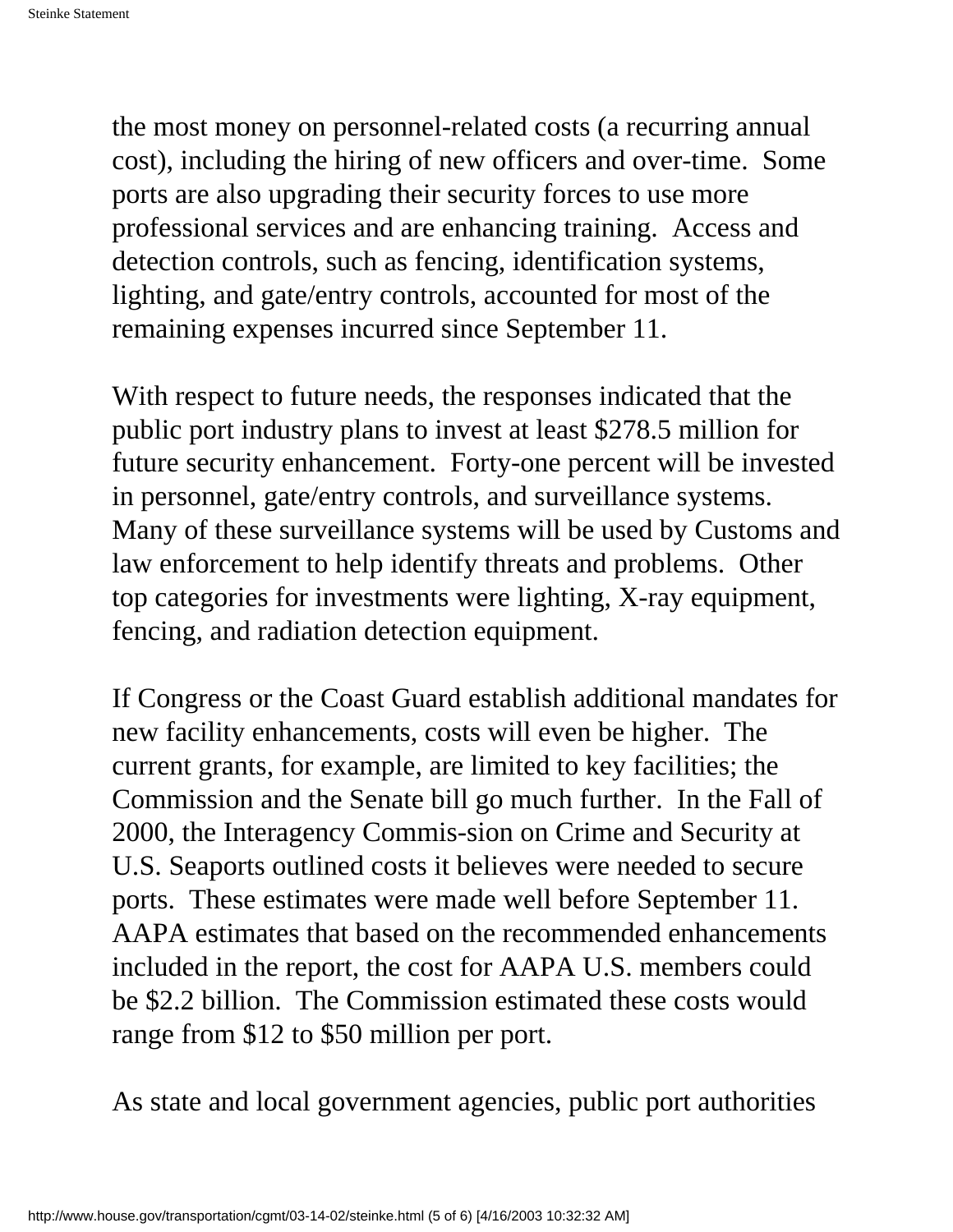the most money on personnel-related costs (a recurring annual cost), including the hiring of new officers and over-time. Some ports are also upgrading their security forces to use more professional services and are enhancing training. Access and detection controls, such as fencing, identification systems, lighting, and gate/entry controls, accounted for most of the remaining expenses incurred since September 11.

With respect to future needs, the responses indicated that the public port industry plans to invest at least $278.5 million for future security enhancement. Forty-one percent will be invested in personnel, gate/entry controls, and surveillance systems. Many of these surveillance systems will be used by Customs and law enforcement to help identify threats and problems. Other top categories for investments were lighting, X-ray equipment, fencing, and radiation detection equipment.

If Congress or the Coast Guard establish additional mandates for new facility enhancements, costs will even be higher. The current grants, for example, are limited to key facilities; the Commission and the Senate bill go much further. In the Fall of 2000, the Interagency Commis-sion on Crime and Security at U.S. Seaports outlined costs it believes were needed to secure ports. These estimates were made well before September 11. AAPA estimates that based on the recommended enhancements included in the report, the cost for AAPA U.S. members could be $2.2 billion. The Commission estimated these costs would range from $12 to $50 million per port.

As state and local government agencies, public port authorities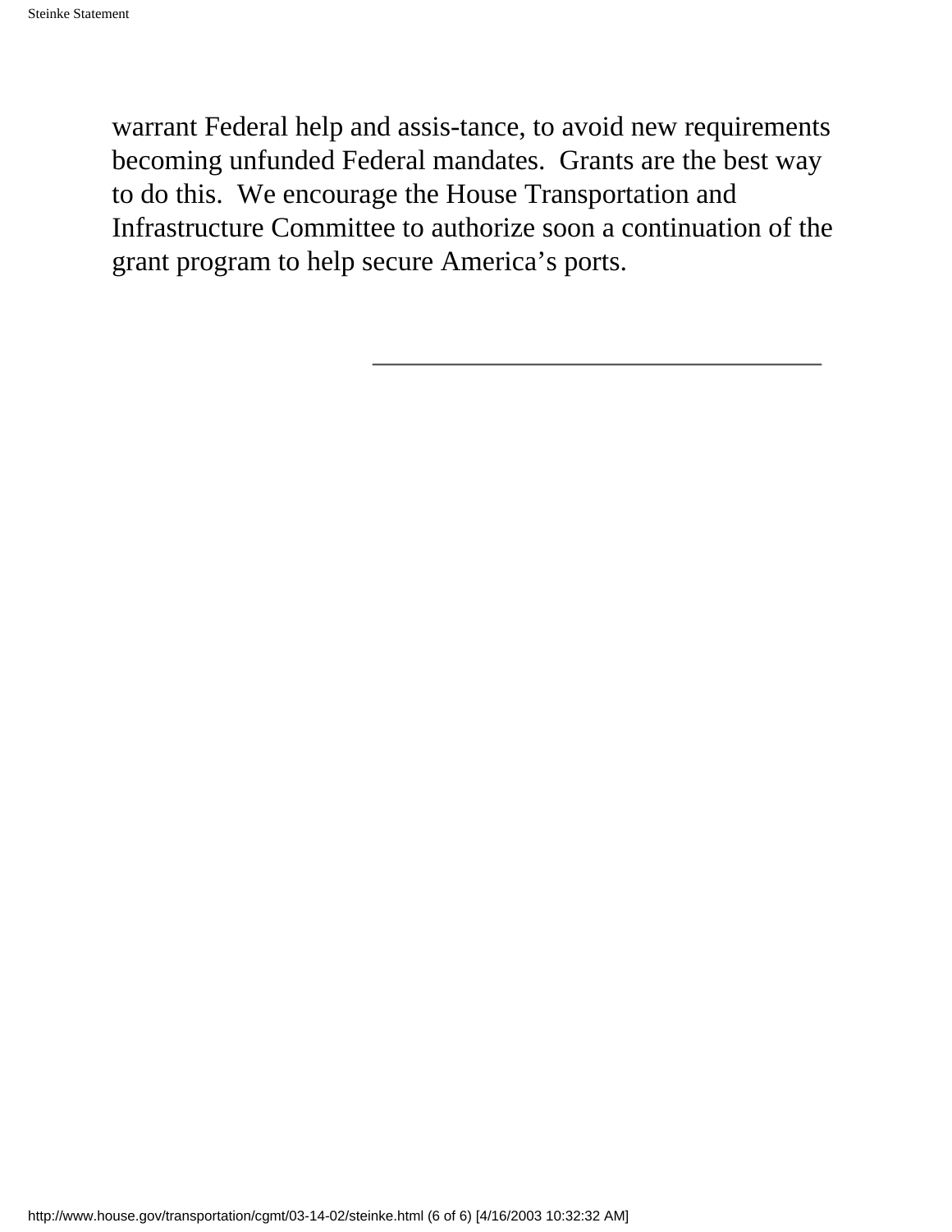warrant Federal help and assis-tance, to avoid new requirements becoming unfunded Federal mandates.  Grants are the best way to do this.  We encourage the House Transportation and Infrastructure Committee to authorize soon a continuation of the grant program to help secure America's ports.

---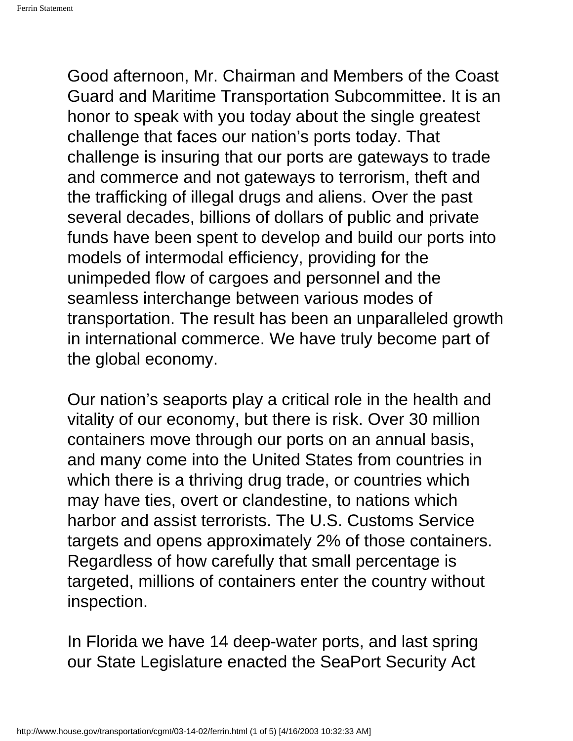Good afternoon, Mr. Chairman and Members of the Coast Guard and Maritime Transportation Subcommittee. It is an honor to speak with you today about the single greatest challenge that faces our nation's ports today. That challenge is insuring that our ports are gateways to trade and commerce and not gateways to terrorism, theft and the trafficking of illegal drugs and aliens. Over the past several decades, billions of dollars of public and private funds have been spent to develop and build our ports into models of intermodal efficiency, providing for the unimpeded flow of cargoes and personnel and the seamless interchange between various modes of transportation. The result has been an unparalleled growth in international commerce. We have truly become part of the global economy.

Our nation's seaports play a critical role in the health and vitality of our economy, but there is risk. Over 30 million containers move through our ports on an annual basis, and many come into the United States from countries in which there is a thriving drug trade, or countries which may have ties, overt or clandestine, to nations which harbor and assist terrorists. The U.S. Customs Service targets and opens approximately 2% of those containers. Regardless of how carefully that small percentage is targeted, millions of containers enter the country without inspection.

In Florida we have 14 deep-water ports, and last spring our State Legislature enacted the SeaPort Security Act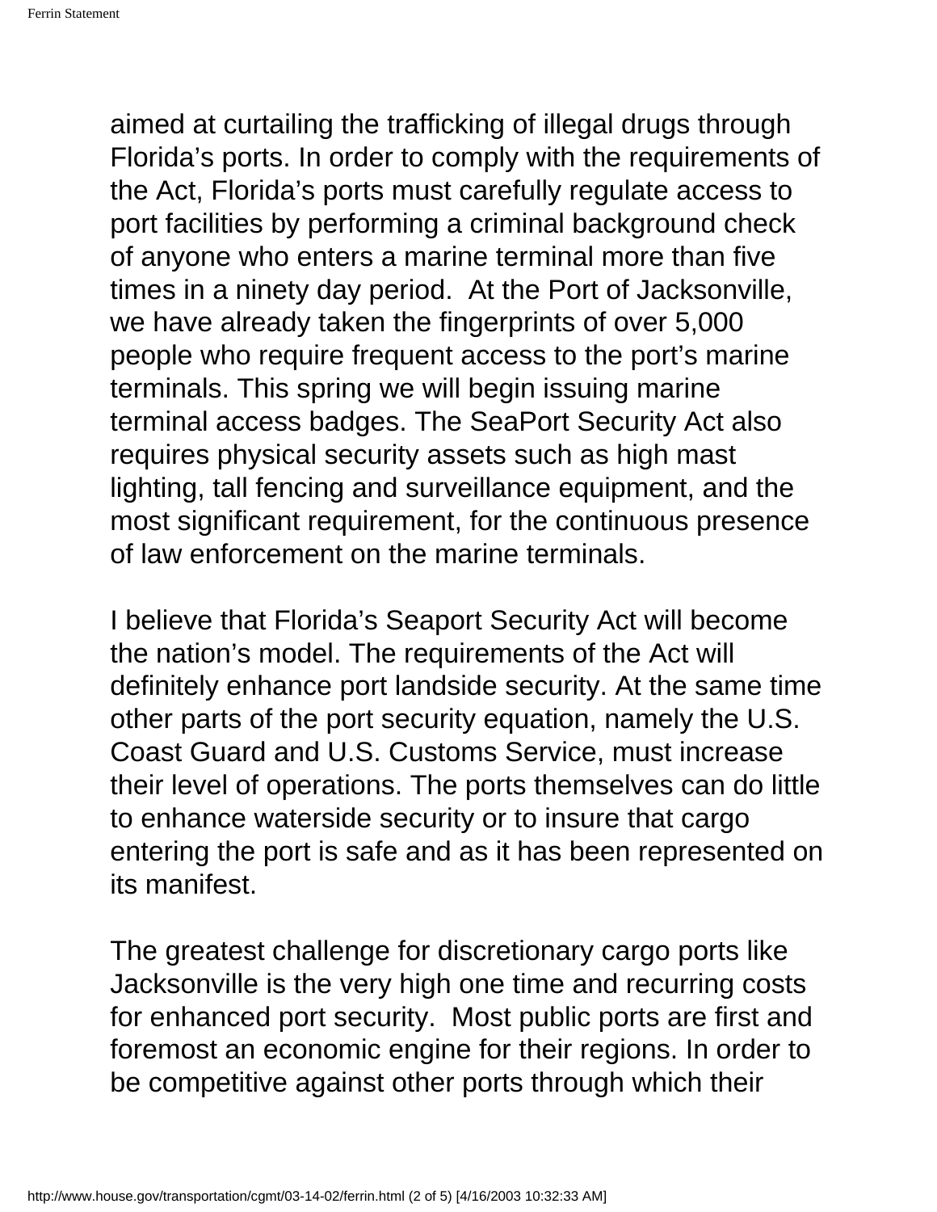aimed at curtailing the trafficking of illegal drugs through Florida's ports. In order to comply with the requirements of the Act, Florida's ports must carefully regulate access to port facilities by performing a criminal background check of anyone who enters a marine terminal more than five times in a ninety day period.  At the Port of Jacksonville, we have already taken the fingerprints of over 5,000 people who require frequent access to the port's marine terminals. This spring we will begin issuing marine terminal access badges. The SeaPort Security Act also requires physical security assets such as high mast lighting, tall fencing and surveillance equipment, and the most significant requirement, for the continuous presence of law enforcement on the marine terminals.

I believe that Florida's Seaport Security Act will become the nation's model. The requirements of the Act will definitely enhance port landside security. At the same time other parts of the port security equation, namely the U.S. Coast Guard and U.S. Customs Service, must increase their level of operations. The ports themselves can do little to enhance waterside security or to insure that cargo entering the port is safe and as it has been represented on its manifest.

The greatest challenge for discretionary cargo ports like Jacksonville is the very high one time and recurring costs for enhanced port security.  Most public ports are first and foremost an economic engine for their regions. In order to be competitive against other ports through which their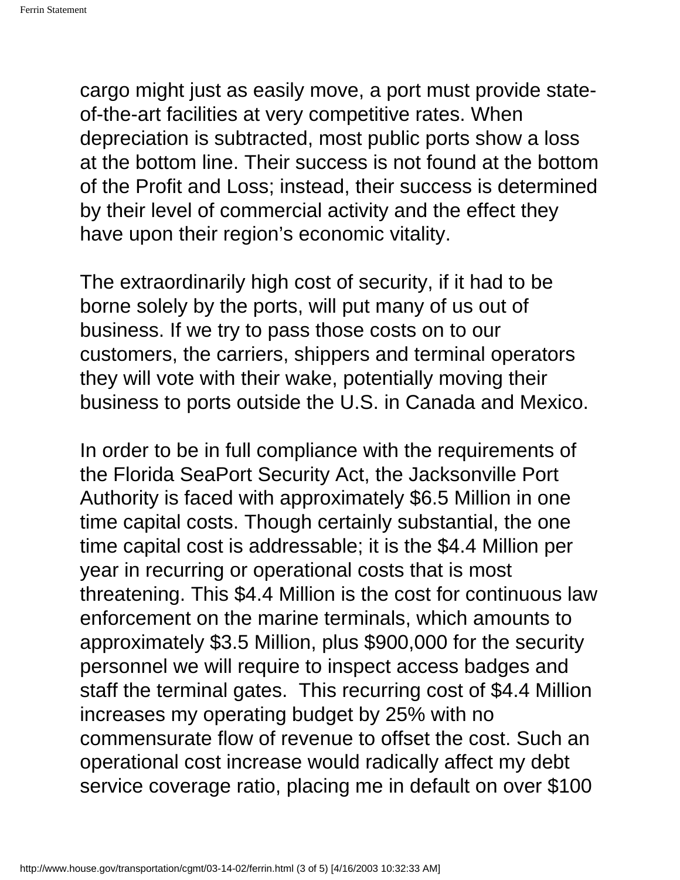cargo might just as easily move, a port must provide state-of-the-art facilities at very competitive rates. When depreciation is subtracted, most public ports show a loss at the bottom line. Their success is not found at the bottom of the Profit and Loss; instead, their success is determined by their level of commercial activity and the effect they have upon their region's economic vitality.

The extraordinarily high cost of security, if it had to be borne solely by the ports, will put many of us out of business. If we try to pass those costs on to our customers, the carriers, shippers and terminal operators they will vote with their wake, potentially moving their business to ports outside the U.S. in Canada and Mexico.

In order to be in full compliance with the requirements of the Florida SeaPort Security Act, the Jacksonville Port Authority is faced with approximately $6.5 Million in one time capital costs. Though certainly substantial, the one time capital cost is addressable; it is the $4.4 Million per year in recurring or operational costs that is most threatening. This $4.4 Million is the cost for continuous law enforcement on the marine terminals, which amounts to approximately $3.5 Million, plus $900,000 for the security personnel we will require to inspect access badges and staff the terminal gates. This recurring cost of $4.4 Million increases my operating budget by 25% with no commensurate flow of revenue to offset the cost. Such an operational cost increase would radically affect my debt service coverage ratio, placing me in default on over $100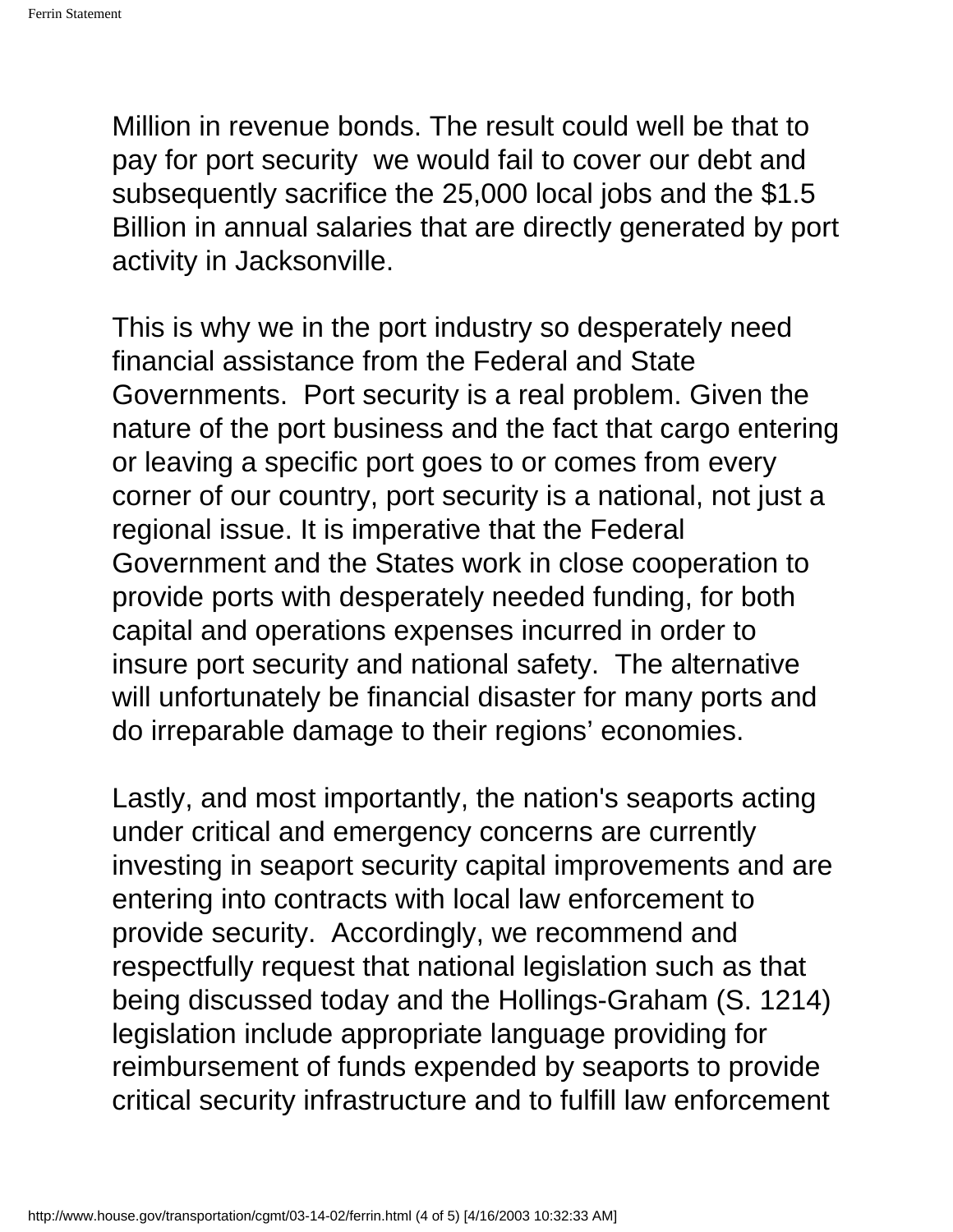Million in revenue bonds. The result could well be that to pay for port security we would fail to cover our debt and subsequently sacrifice the 25,000 local jobs and the $1.5 Billion in annual salaries that are directly generated by port activity in Jacksonville.

This is why we in the port industry so desperately need financial assistance from the Federal and State Governments. Port security is a real problem. Given the nature of the port business and the fact that cargo entering or leaving a specific port goes to or comes from every corner of our country, port security is a national, not just a regional issue. It is imperative that the Federal Government and the States work in close cooperation to provide ports with desperately needed funding, for both capital and operations expenses incurred in order to insure port security and national safety. The alternative will unfortunately be financial disaster for many ports and do irreparable damage to their regions' economies.

Lastly, and most importantly, the nation's seaports acting under critical and emergency concerns are currently investing in seaport security capital improvements and are entering into contracts with local law enforcement to provide security. Accordingly, we recommend and respectfully request that national legislation such as that being discussed today and the Hollings-Graham (S. 1214) legislation include appropriate language providing for reimbursement of funds expended by seaports to provide critical security infrastructure and to fulfill law enforcement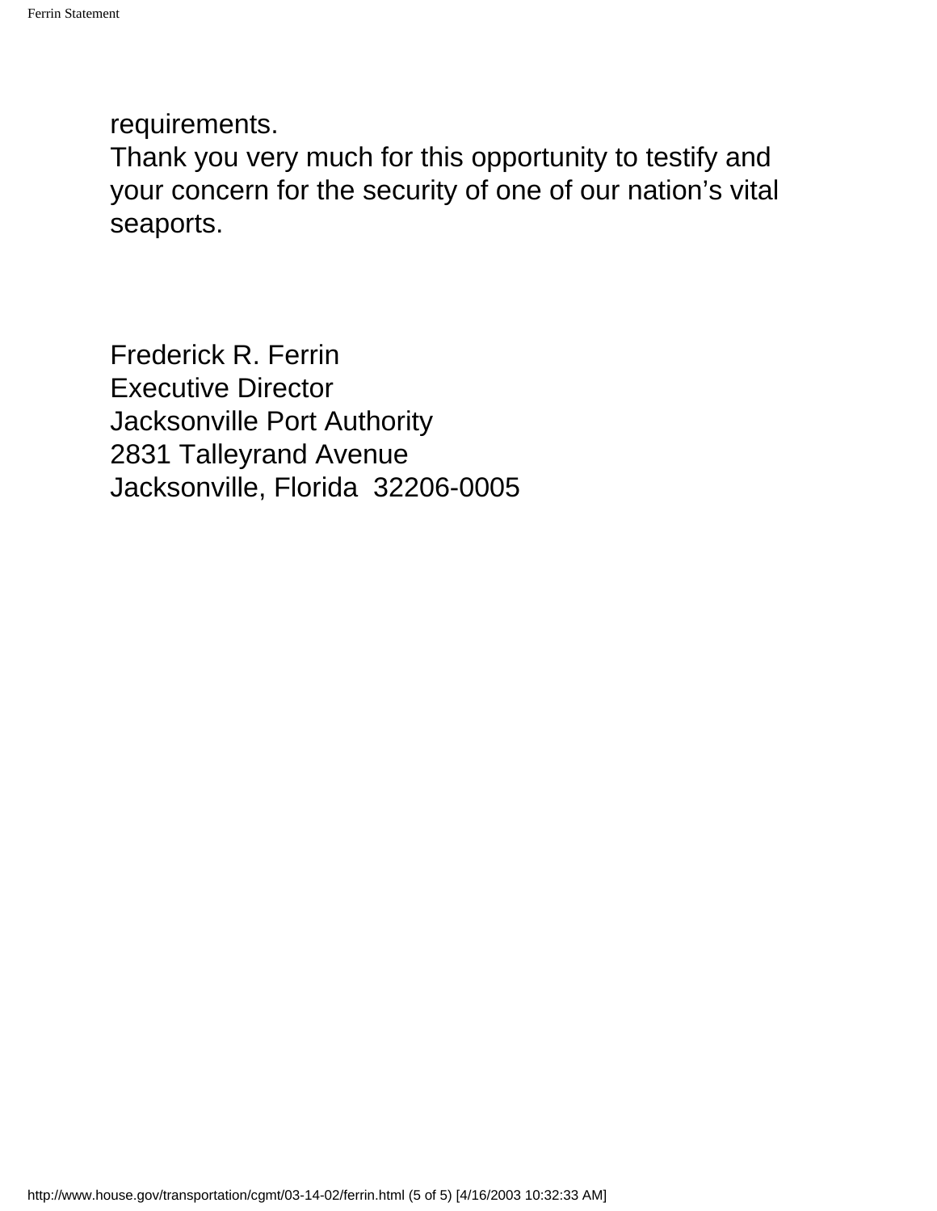requirements.

Thank you very much for this opportunity to testify and your concern for the security of one of our nation's vital seaports.

Frederick R. Ferrin
Executive Director
Jacksonville Port Authority
2831 Talleyrand Avenue
Jacksonville, Florida 32206-0005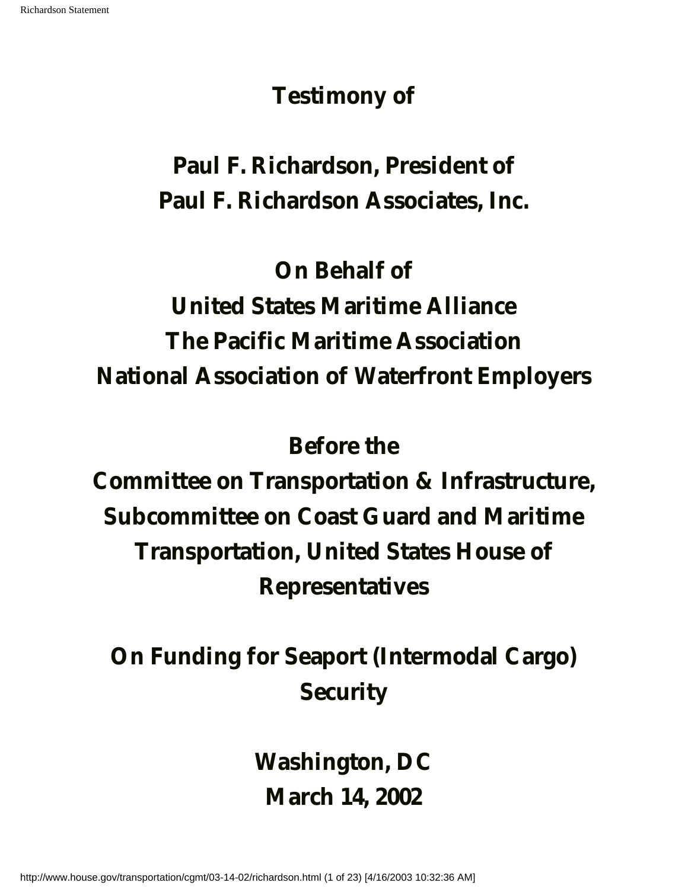# Testimony of

## Paul F. Richardson, President of
## Paul F. Richardson Associates, Inc.

## On Behalf of
## United States Maritime Alliance
## The Pacific Maritime Association
## National Association of Waterfront Employers

## Before the
## Committee on Transportation & Infrastructure, Subcommittee on Coast Guard and Maritime Transportation, United States House of Representatives

## On Funding for Seaport (Intermodal Cargo) Security

## Washington, DC
## March 14, 2002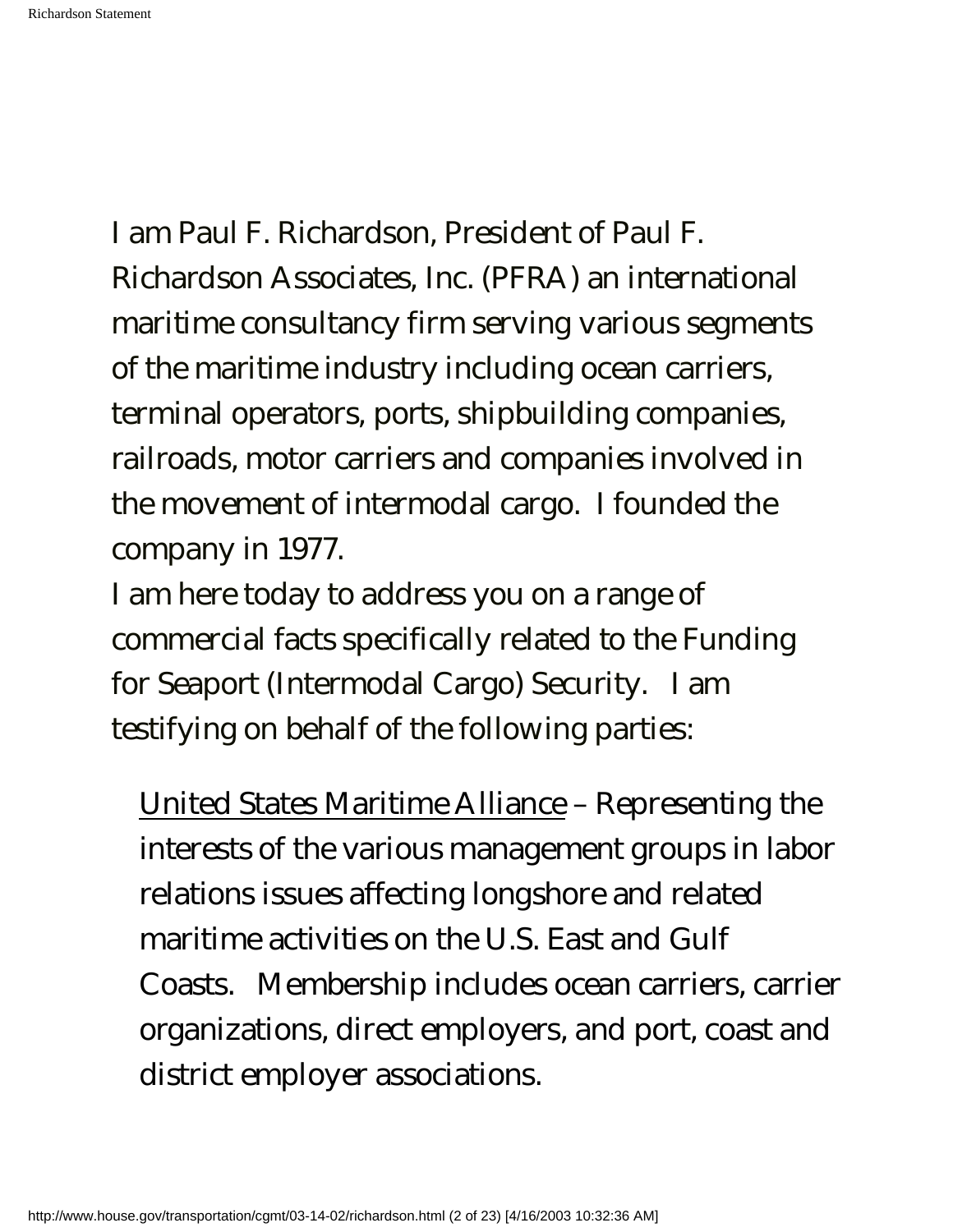I am Paul F. Richardson, President of Paul F. Richardson Associates, Inc. (PFRA) an international maritime consultancy firm serving various segments of the maritime industry including ocean carriers, terminal operators, ports, shipbuilding companies, railroads, motor carriers and companies involved in the movement of intermodal cargo. I founded the company in 1977.

I am here today to address you on a range of commercial facts specifically related to the Funding for Seaport (Intermodal Cargo) Security. I am testifying on behalf of the following parties:

United States Maritime Alliance – Representing the interests of the various management groups in labor relations issues affecting longshore and related maritime activities on the U.S. East and Gulf Coasts. Membership includes ocean carriers, carrier organizations, direct employers, and port, coast and district employer associations.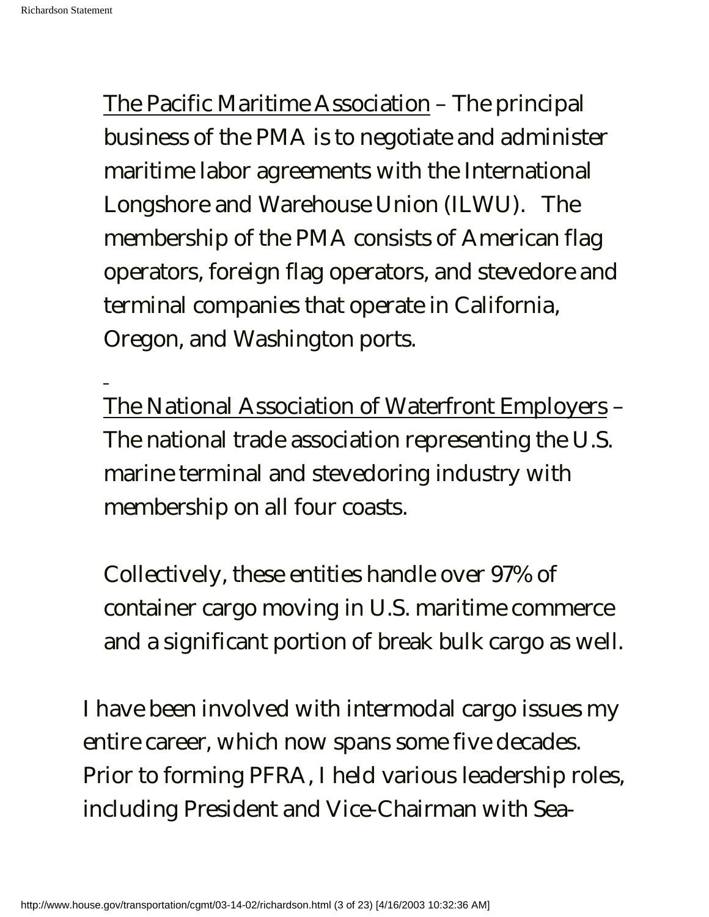<u>The Pacific Maritime Association</u> – The principal business of the PMA is to negotiate and administer maritime labor agreements with the International Longshore and Warehouse Union (ILWU). The membership of the PMA consists of American flag operators, foreign flag operators, and stevedore and terminal companies that operate in California, Oregon, and Washington ports.

<u>The National Association of Waterfront Employers</u> – The national trade association representing the U.S. marine terminal and stevedoring industry with membership on all four coasts.

Collectively, these entities handle over 97% of container cargo moving in U.S. maritime commerce and a significant portion of break bulk cargo as well.

I have been involved with intermodal cargo issues my entire career, which now spans some five decades. Prior to forming PFRA, I held various leadership roles, including President and Vice-Chairman with Sea-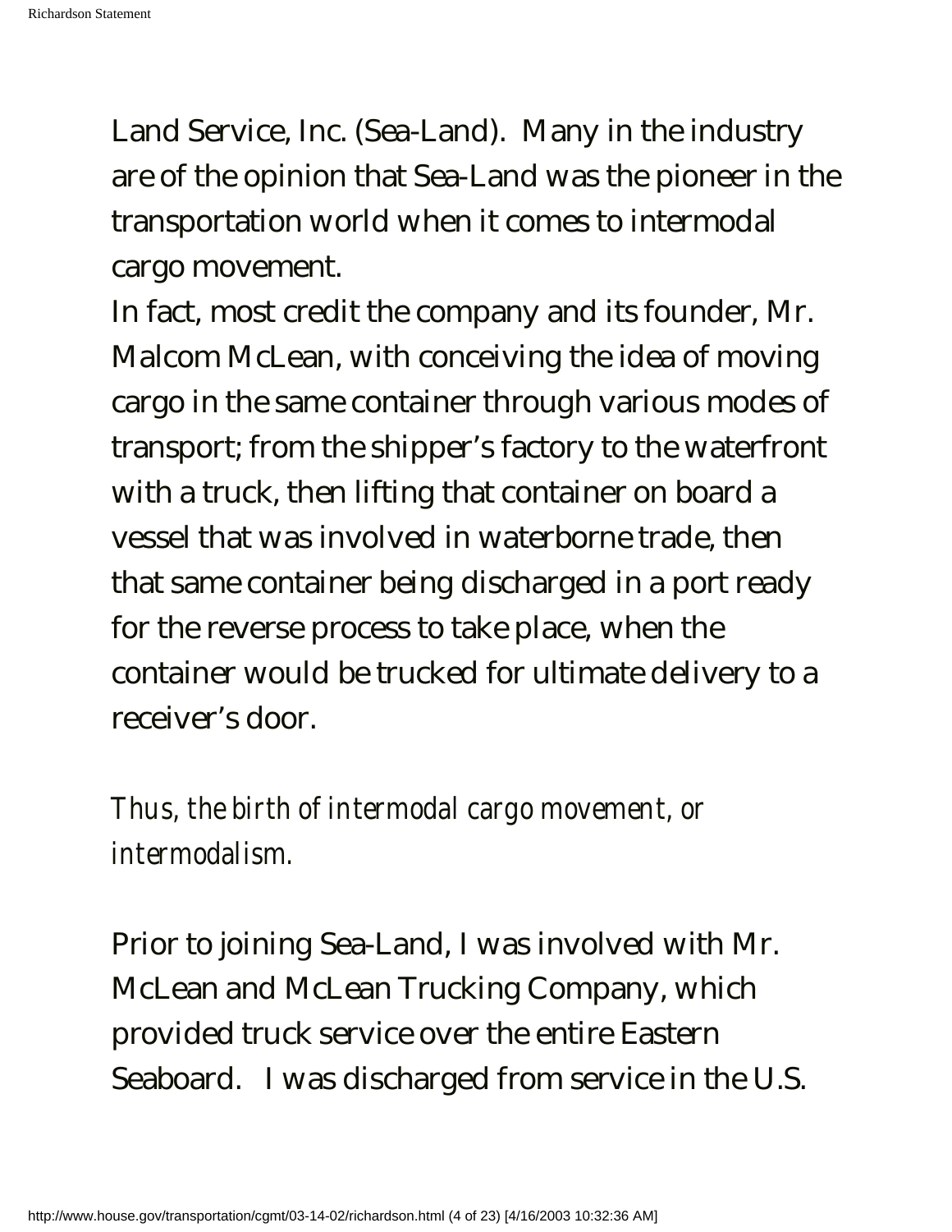Land Service, Inc. (Sea-Land). Many in the industry are of the opinion that Sea-Land was the pioneer in the transportation world when it comes to intermodal cargo movement.

In fact, most credit the company and its founder, Mr. Malcom McLean, with conceiving the idea of moving cargo in the same container through various modes of transport; from the shipper's factory to the waterfront with a truck, then lifting that container on board a vessel that was involved in waterborne trade, then that same container being discharged in a port ready for the reverse process to take place, when the container would be trucked for ultimate delivery to a receiver's door.

*Thus, the birth of intermodal cargo movement, or intermodalism.*

Prior to joining Sea-Land, I was involved with Mr. McLean and McLean Trucking Company, which provided truck service over the entire Eastern Seaboard. I was discharged from service in the U.S.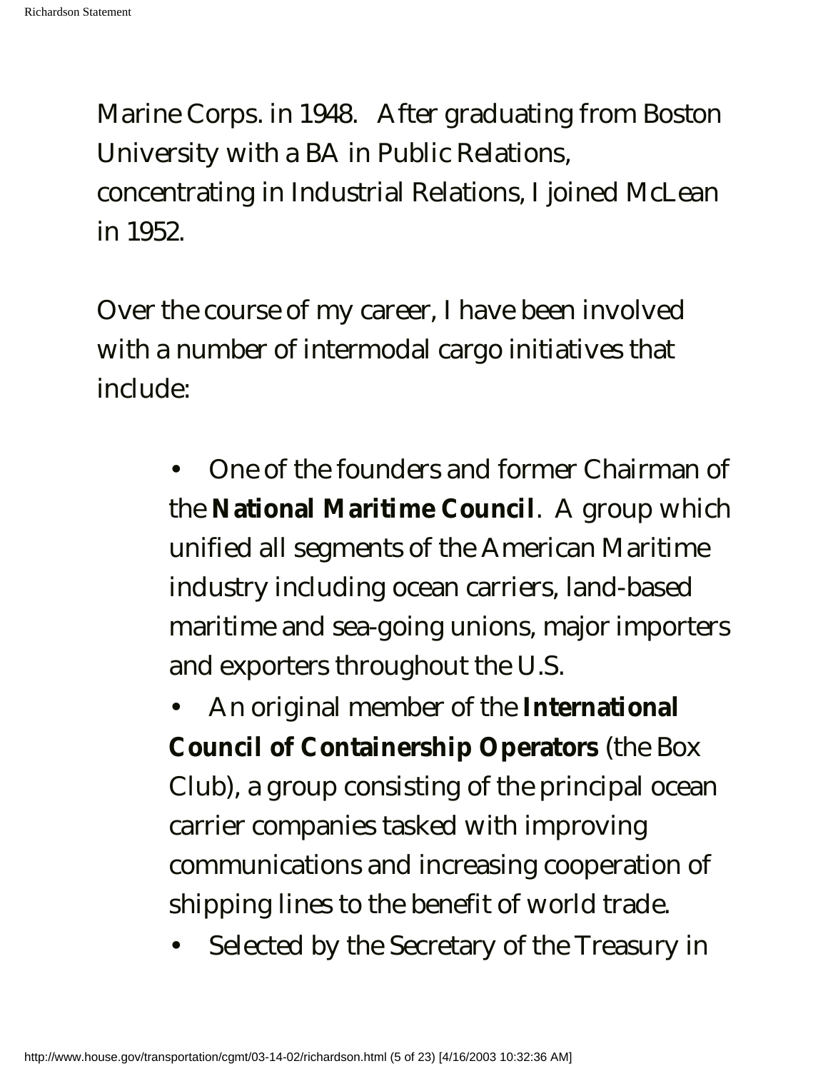Marine Corps. in 1948. After graduating from Boston University with a BA in Public Relations, concentrating in Industrial Relations, I joined McLean in 1952.

Over the course of my career, I have been involved with a number of intermodal cargo initiatives that include:

- One of the founders and former Chairman of the **National Maritime Council**. A group which unified all segments of the American Maritime industry including ocean carriers, land-based maritime and sea-going unions, major importers and exporters throughout the U.S.
- An original member of the **International Council of Containership Operators** (the Box Club), a group consisting of the principal ocean carrier companies tasked with improving communications and increasing cooperation of shipping lines to the benefit of world trade.
- Selected by the Secretary of the Treasury in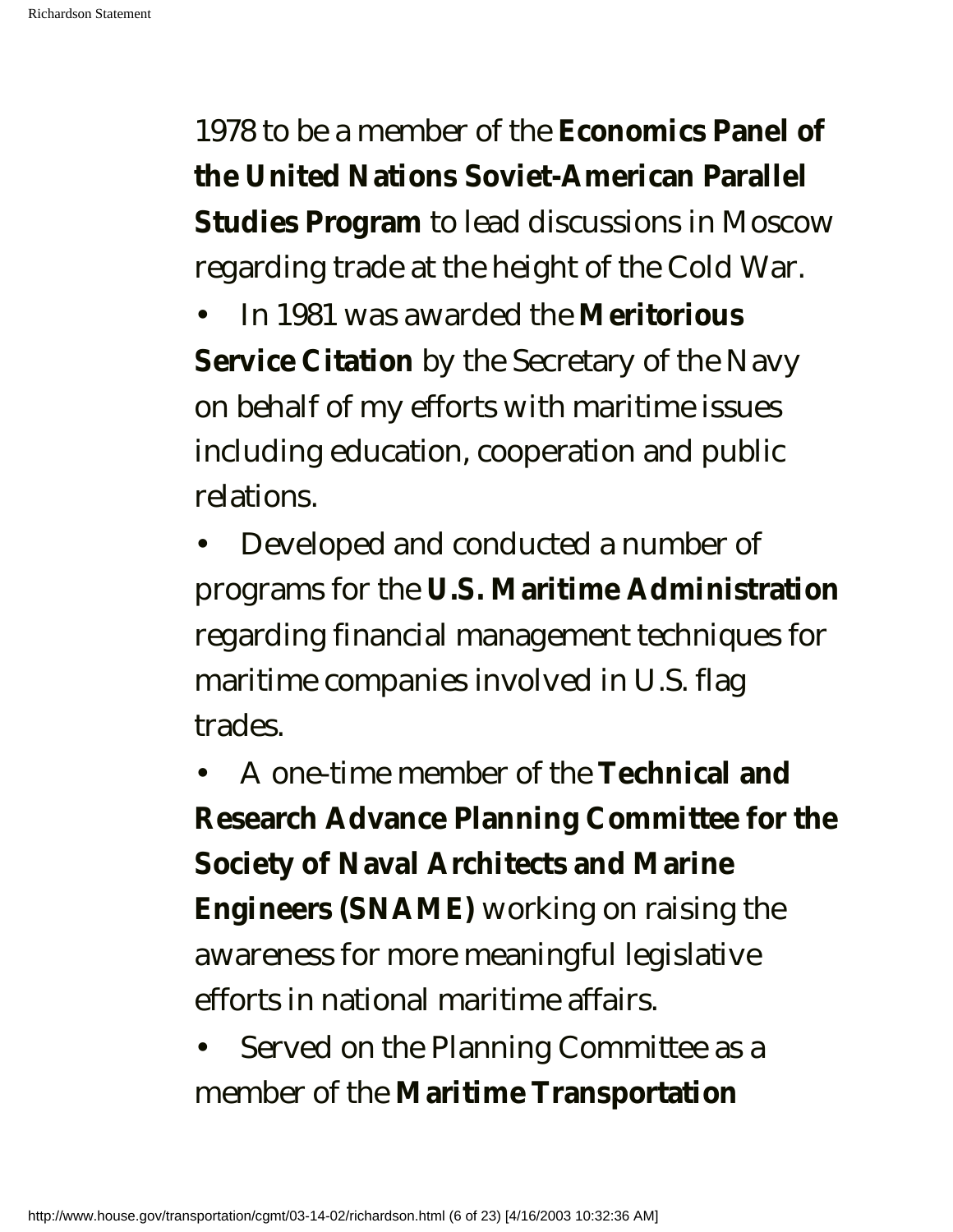1978 to be a member of the **Economics Panel of the United Nations Soviet-American Parallel Studies Program** to lead discussions in Moscow regarding trade at the height of the Cold War.

- In 1981 was awarded the **Meritorious Service Citation** by the Secretary of the Navy on behalf of my efforts with maritime issues including education, cooperation and public relations.
- Developed and conducted a number of programs for the **U.S. Maritime Administration** regarding financial management techniques for maritime companies involved in U.S. flag trades.
- A one-time member of the **Technical and Research Advance Planning Committee for the Society of Naval Architects and Marine Engineers (SNAME)** working on raising the awareness for more meaningful legislative efforts in national maritime affairs.
- Served on the Planning Committee as a member of the **Maritime Transportation**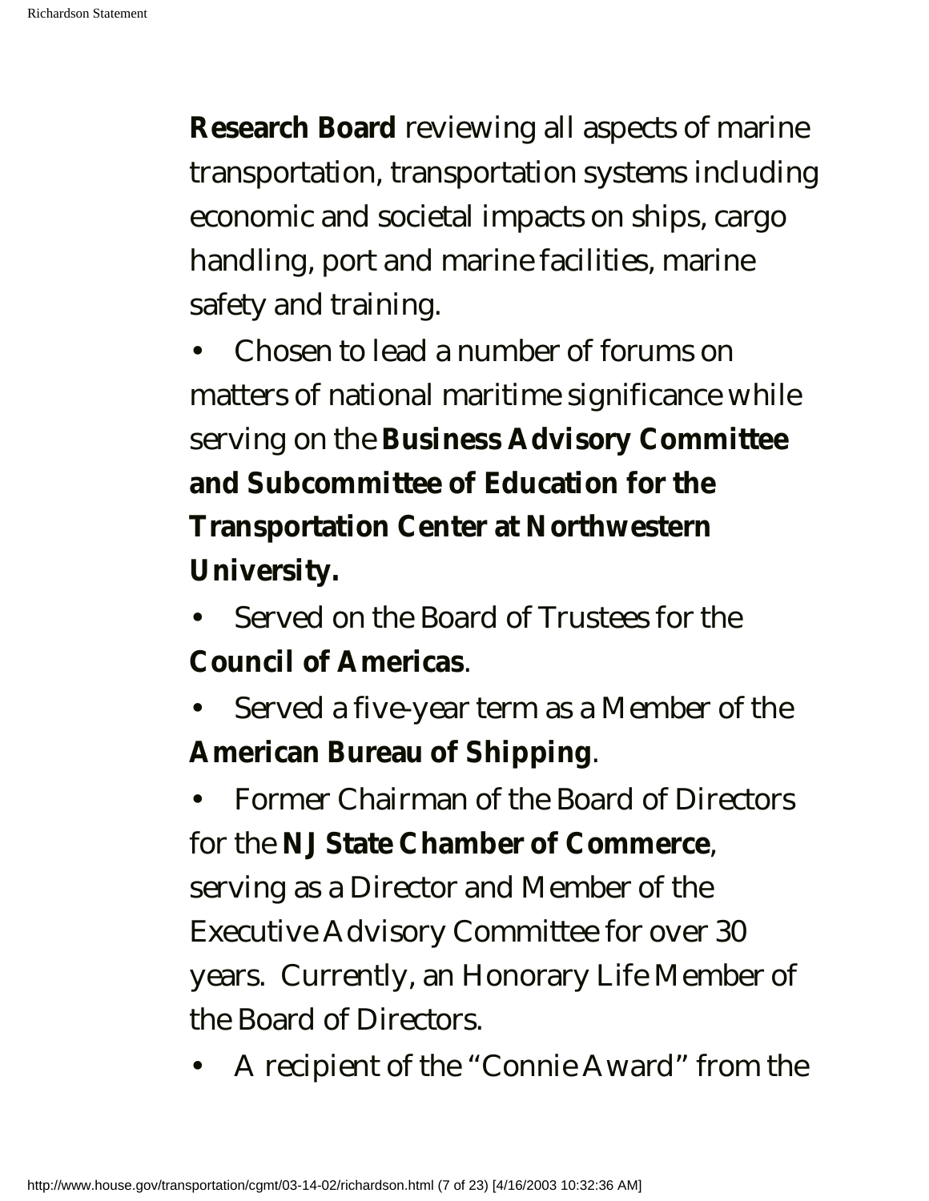**Research Board** reviewing all aspects of marine transportation, transportation systems including economic and societal impacts on ships, cargo handling, port and marine facilities, marine safety and training.

- Chosen to lead a number of forums on matters of national maritime significance while serving on the **Business Advisory Committee and Subcommittee of Education for the Transportation Center at Northwestern University.**
- Served on the Board of Trustees for the **Council of Americas**.
- Served a five-year term as a Member of the **American Bureau of Shipping**.
- Former Chairman of the Board of Directors for the **NJ State Chamber of Commerce**, serving as a Director and Member of the Executive Advisory Committee for over 30 years. Currently, an Honorary Life Member of the Board of Directors.
- A recipient of the "Connie Award" from the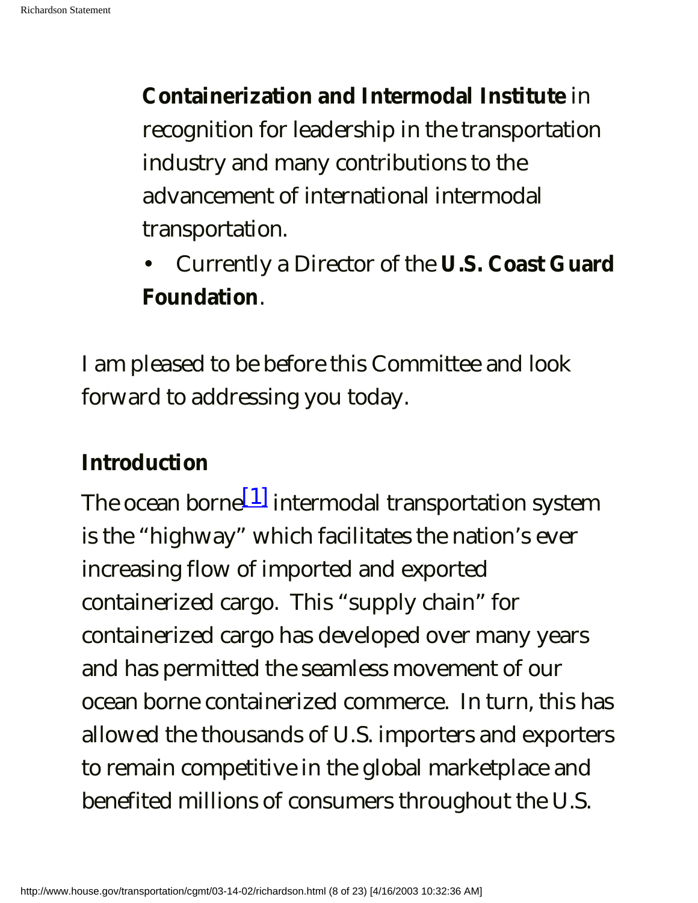**Containerization and Intermodal Institute** in recognition for leadership in the transportation industry and many contributions to the advancement of international intermodal transportation.

- Currently a Director of the **U.S. Coast Guard Foundation**.

I am pleased to be before this Committee and look forward to addressing you today.

**Introduction**

The ocean borne[1] intermodal transportation system is the "highway" which facilitates the nation's ever increasing flow of imported and exported containerized cargo. This "supply chain" for containerized cargo has developed over many years and has permitted the seamless movement of our ocean borne containerized commerce. In turn, this has allowed the thousands of U.S. importers and exporters to remain competitive in the global marketplace and benefited millions of consumers throughout the U.S.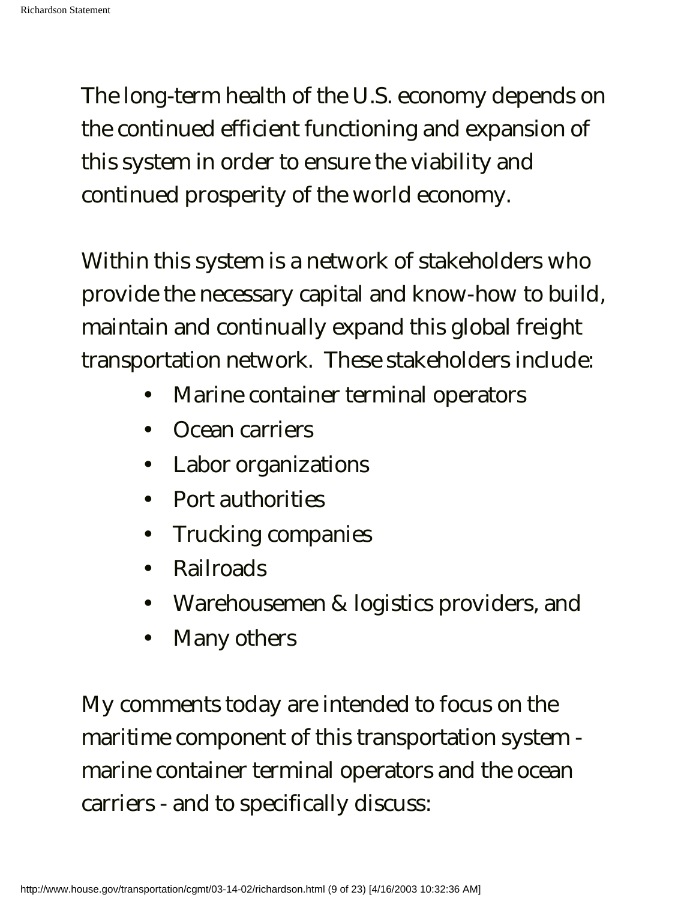The long-term health of the U.S. economy depends on the continued efficient functioning and expansion of this system in order to ensure the viability and continued prosperity of the world economy.

Within this system is a network of stakeholders who provide the necessary capital and know-how to build, maintain and continually expand this global freight transportation network.  These stakeholders include:

- Marine container terminal operators
- Ocean carriers
- Labor organizations
- Port authorities
- Trucking companies
- Railroads
- Warehousemen & logistics providers, and
- Many others

My comments today are intended to focus on the maritime component of this transportation system - marine container terminal operators and the ocean carriers - and to specifically discuss: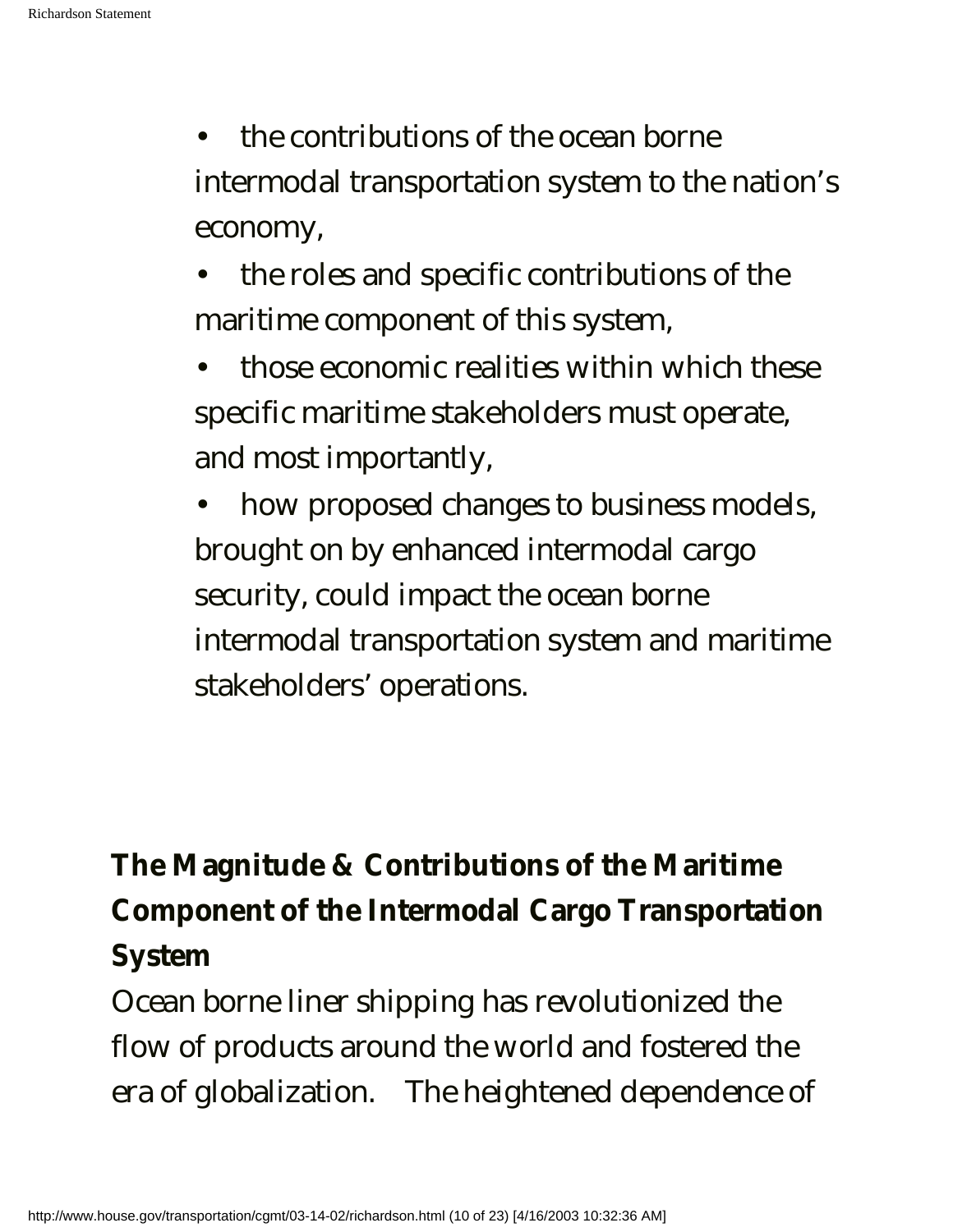- the contributions of the ocean borne intermodal transportation system to the nation's economy,
- the roles and specific contributions of the maritime component of this system,
- those economic realities within which these specific maritime stakeholders must operate, and most importantly,
- how proposed changes to business models, brought on by enhanced intermodal cargo security, could impact the ocean borne intermodal transportation system and maritime stakeholders' operations.

**The Magnitude & Contributions of the Maritime Component of the Intermodal Cargo Transportation System**

Ocean borne liner shipping has revolutionized the flow of products around the world and fostered the era of globalization. The heightened dependence of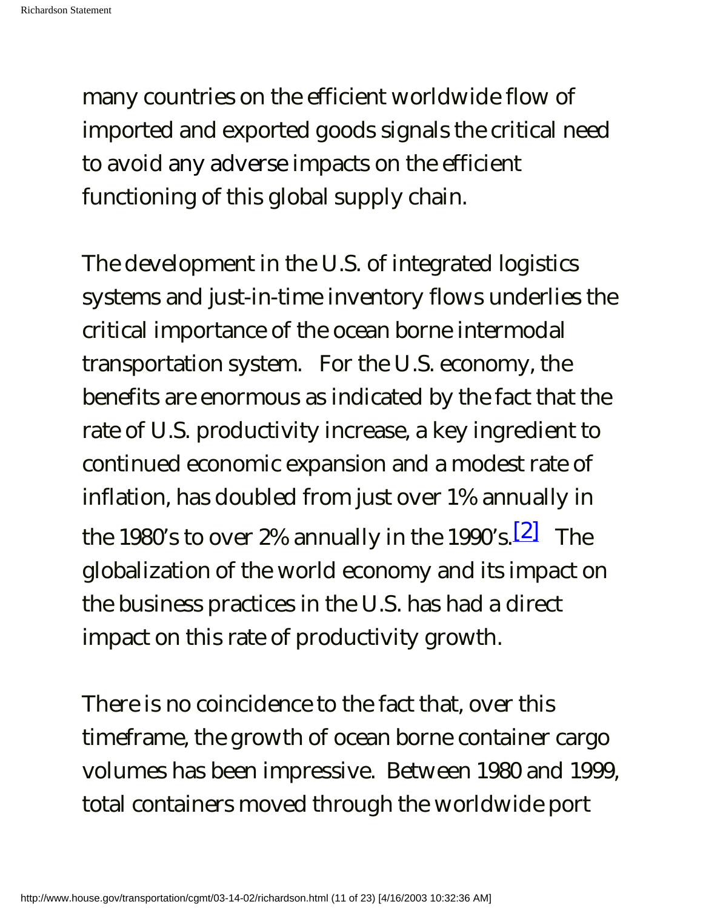many countries on the efficient worldwide flow of imported and exported goods signals the critical need to avoid any adverse impacts on the efficient functioning of this global supply chain.

The development in the U.S. of integrated logistics systems and just-in-time inventory flows underlies the critical importance of the ocean borne intermodal transportation system. For the U.S. economy, the benefits are enormous as indicated by the fact that the rate of U.S. productivity increase, a key ingredient to continued economic expansion and a modest rate of inflation, has doubled from just over 1% annually in the 1980's to over 2% annually in the 1990's.[2] The globalization of the world economy and its impact on the business practices in the U.S. has had a direct impact on this rate of productivity growth.

There is no coincidence to the fact that, over this timeframe, the growth of ocean borne container cargo volumes has been impressive. Between 1980 and 1999, total containers moved through the worldwide port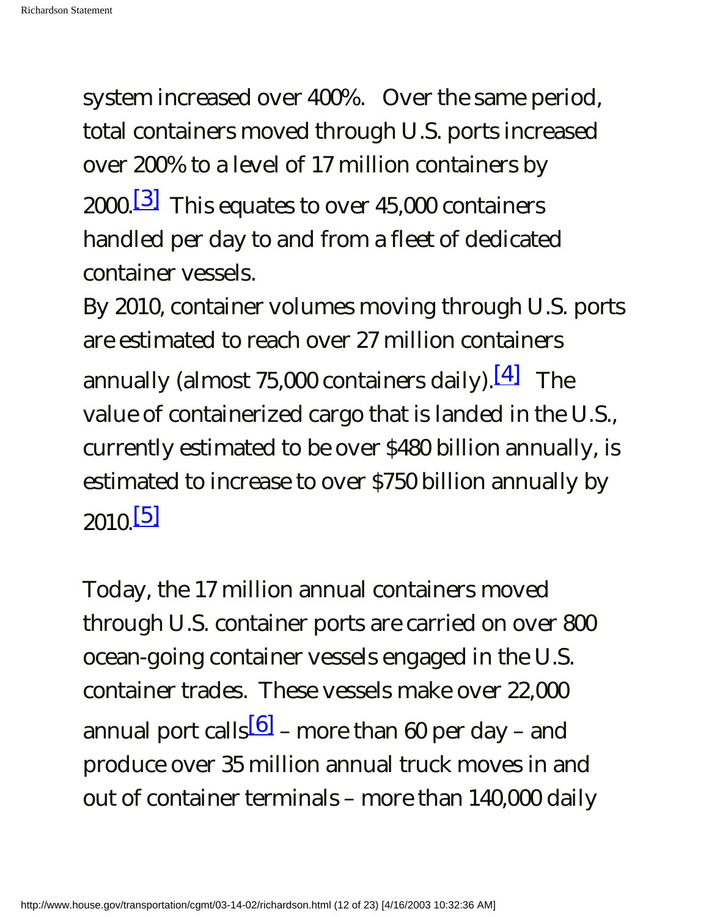system increased over 400%.  Over the same period, total containers moved through U.S. ports increased over 200% to a level of 17 million containers by 2000.[3]  This equates to over 45,000 containers handled per day to and from a fleet of dedicated container vessels.

By 2010, container volumes moving through U.S. ports are estimated to reach over 27 million containers annually (almost 75,000 containers daily).[4]  The value of containerized cargo that is landed in the U.S., currently estimated to be over $480 billion annually, is estimated to increase to over $750 billion annually by 2010.[5]

Today, the 17 million annual containers moved through U.S. container ports are carried on over 800 ocean-going container vessels engaged in the U.S. container trades.  These vessels make over 22,000 annual port calls[6] – more than 60 per day – and produce over 35 million annual truck moves in and out of container terminals – more than 140,000 daily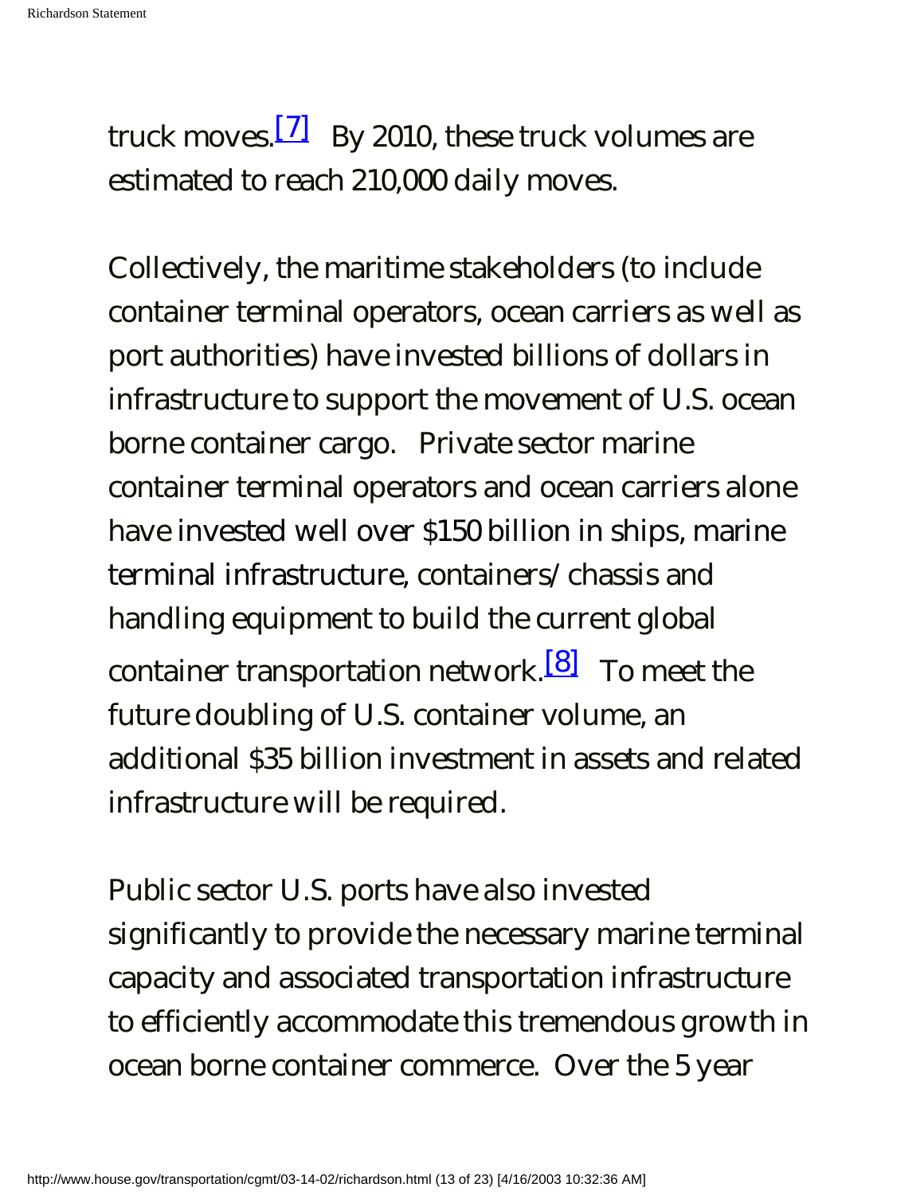truck moves.[7] By 2010, these truck volumes are estimated to reach 210,000 daily moves.

Collectively, the maritime stakeholders (to include container terminal operators, ocean carriers as well as port authorities) have invested billions of dollars in infrastructure to support the movement of U.S. ocean borne container cargo. Private sector marine container terminal operators and ocean carriers alone have invested well over $150 billion in ships, marine terminal infrastructure, containers/ chassis and handling equipment to build the current global container transportation network.[8] To meet the future doubling of U.S. container volume, an additional $35 billion investment in assets and related infrastructure will be required.

Public sector U.S. ports have also invested significantly to provide the necessary marine terminal capacity and associated transportation infrastructure to efficiently accommodate this tremendous growth in ocean borne container commerce. Over the 5 year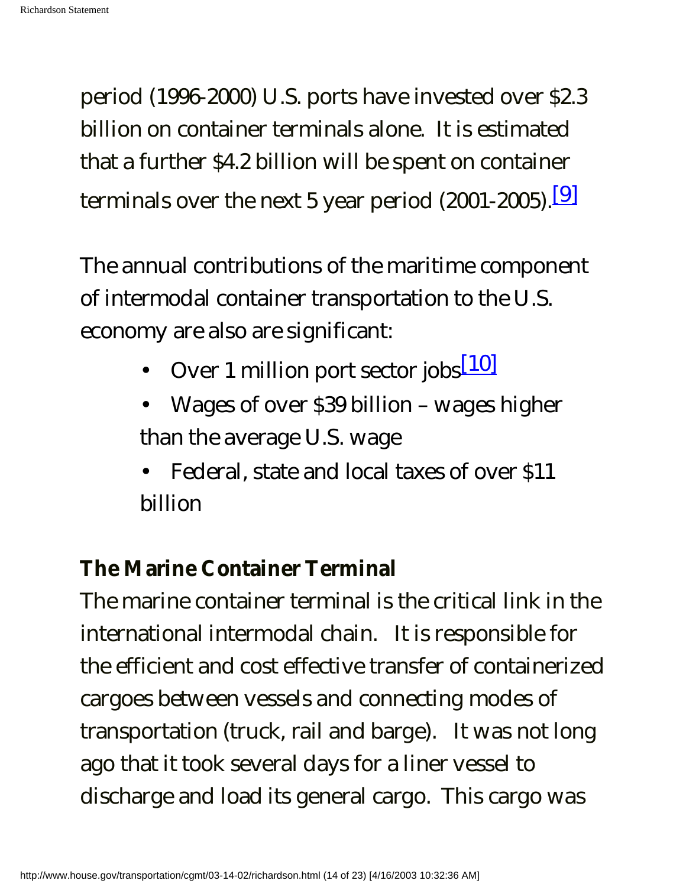period (1996-2000) U.S. ports have invested over $2.3 billion on container terminals alone. It is estimated that a further $4.2 billion will be spent on container terminals over the next 5 year period (2001-2005).[9]

The annual contributions of the maritime component of intermodal container transportation to the U.S. economy are also are significant:

- Over 1 million port sector jobs[10]
- Wages of over $39 billion – wages higher than the average U.S. wage
- Federal, state and local taxes of over $11 billion

**The Marine Container Terminal**

The marine container terminal is the critical link in the international intermodal chain. It is responsible for the efficient and cost effective transfer of containerized cargoes between vessels and connecting modes of transportation (truck, rail and barge). It was not long ago that it took several days for a liner vessel to discharge and load its general cargo. This cargo was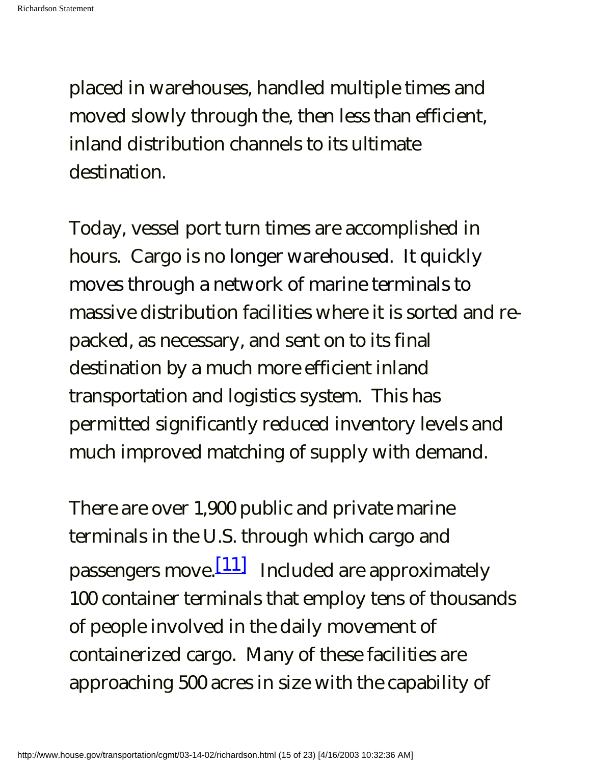placed in warehouses, handled multiple times and moved slowly through the, then less than efficient, inland distribution channels to its ultimate destination.

Today, vessel port turn times are accomplished in hours. Cargo is no longer warehoused. It quickly moves through a network of marine terminals to massive distribution facilities where it is sorted and re-packed, as necessary, and sent on to its final destination by a much more efficient inland transportation and logistics system. This has permitted significantly reduced inventory levels and much improved matching of supply with demand.

There are over 1,900 public and private marine terminals in the U.S. through which cargo and passengers move.[11] Included are approximately 100 container terminals that employ tens of thousands of people involved in the daily movement of containerized cargo. Many of these facilities are approaching 500 acres in size with the capability of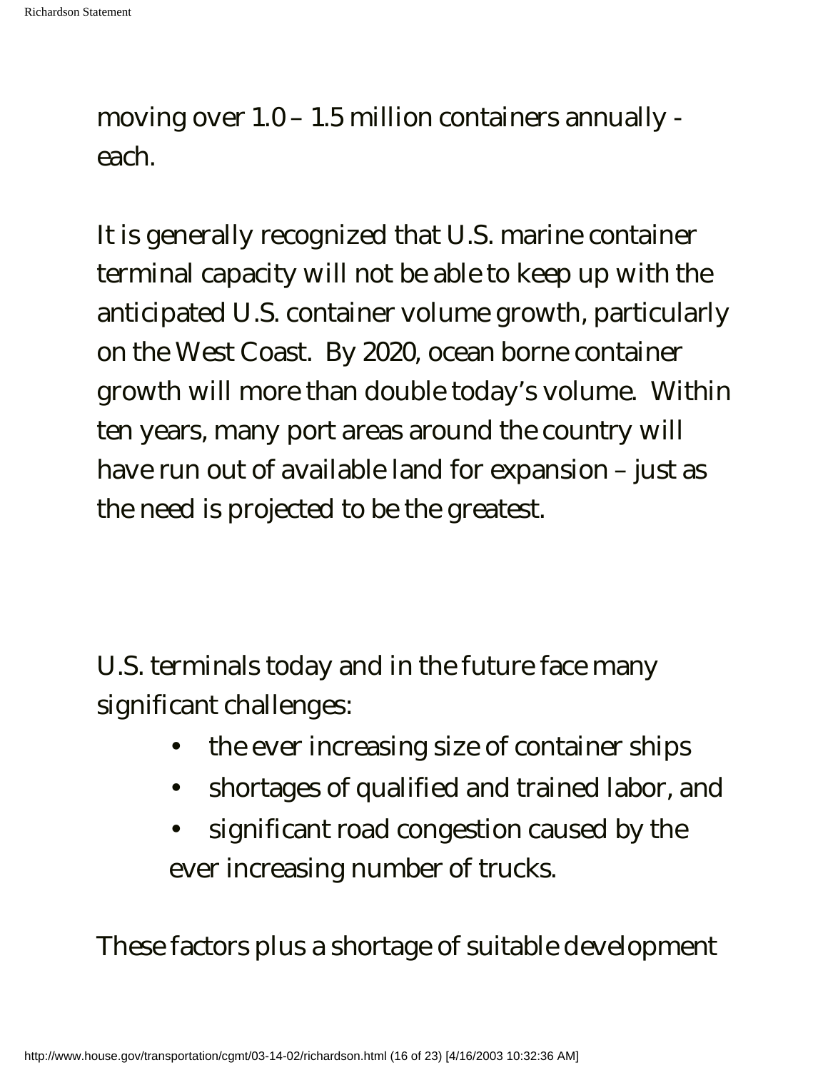moving over 1.0 – 1.5 million containers annually - each.

It is generally recognized that U.S. marine container terminal capacity will not be able to keep up with the anticipated U.S. container volume growth, particularly on the West Coast.  By 2020, ocean borne container growth will more than double today's volume.  Within ten years, many port areas around the country will have run out of available land for expansion – just as the need is projected to be the greatest.

U.S. terminals today and in the future face many significant challenges:

- the ever increasing size of container ships
- shortages of qualified and trained labor, and
- significant road congestion caused by the ever increasing number of trucks.

These factors plus a shortage of suitable development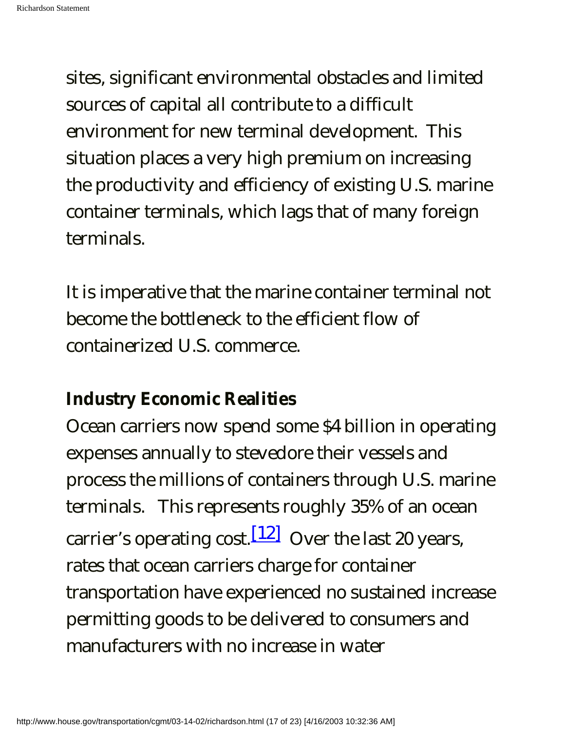sites, significant environmental obstacles and limited sources of capital all contribute to a difficult environment for new terminal development. This situation places a very high premium on increasing the productivity and efficiency of existing U.S. marine container terminals, which lags that of many foreign terminals.

It is imperative that the marine container terminal not become the bottleneck to the efficient flow of containerized U.S. commerce.

**Industry Economic Realities**

Ocean carriers now spend some $4 billion in operating expenses annually to stevedore their vessels and process the millions of containers through U.S. marine terminals. This represents roughly 35% of an ocean carrier's operating cost.[12] Over the last 20 years, rates that ocean carriers charge for container transportation have experienced no sustained increase permitting goods to be delivered to consumers and manufacturers with no increase in water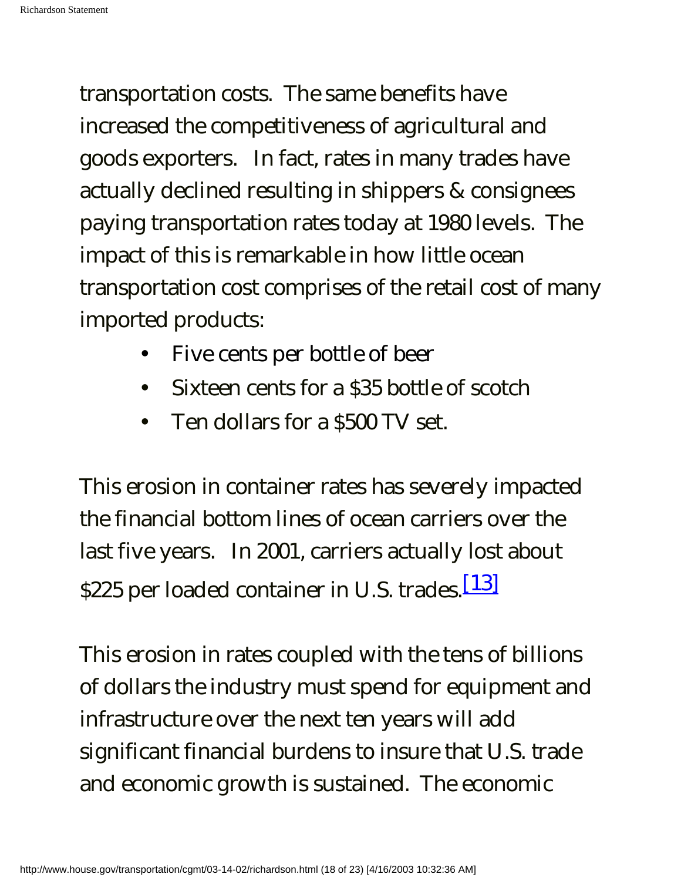transportation costs.  The same benefits have increased the competitiveness of agricultural and goods exporters.   In fact, rates in many trades have actually declined resulting in shippers & consignees paying transportation rates today at 1980 levels.  The impact of this is remarkable in how little ocean transportation cost comprises of the retail cost of many imported products:

- Five cents per bottle of beer
- Sixteen cents for a $35 bottle of scotch
- Ten dollars for a $500 TV set.

This erosion in container rates has severely impacted the financial bottom lines of ocean carriers over the last five years.   In 2001, carriers actually lost about $225 per loaded container in U.S. trades.[13]

This erosion in rates coupled with the tens of billions of dollars the industry must spend for equipment and infrastructure over the next ten years will add significant financial burdens to insure that U.S. trade and economic growth is sustained.  The economic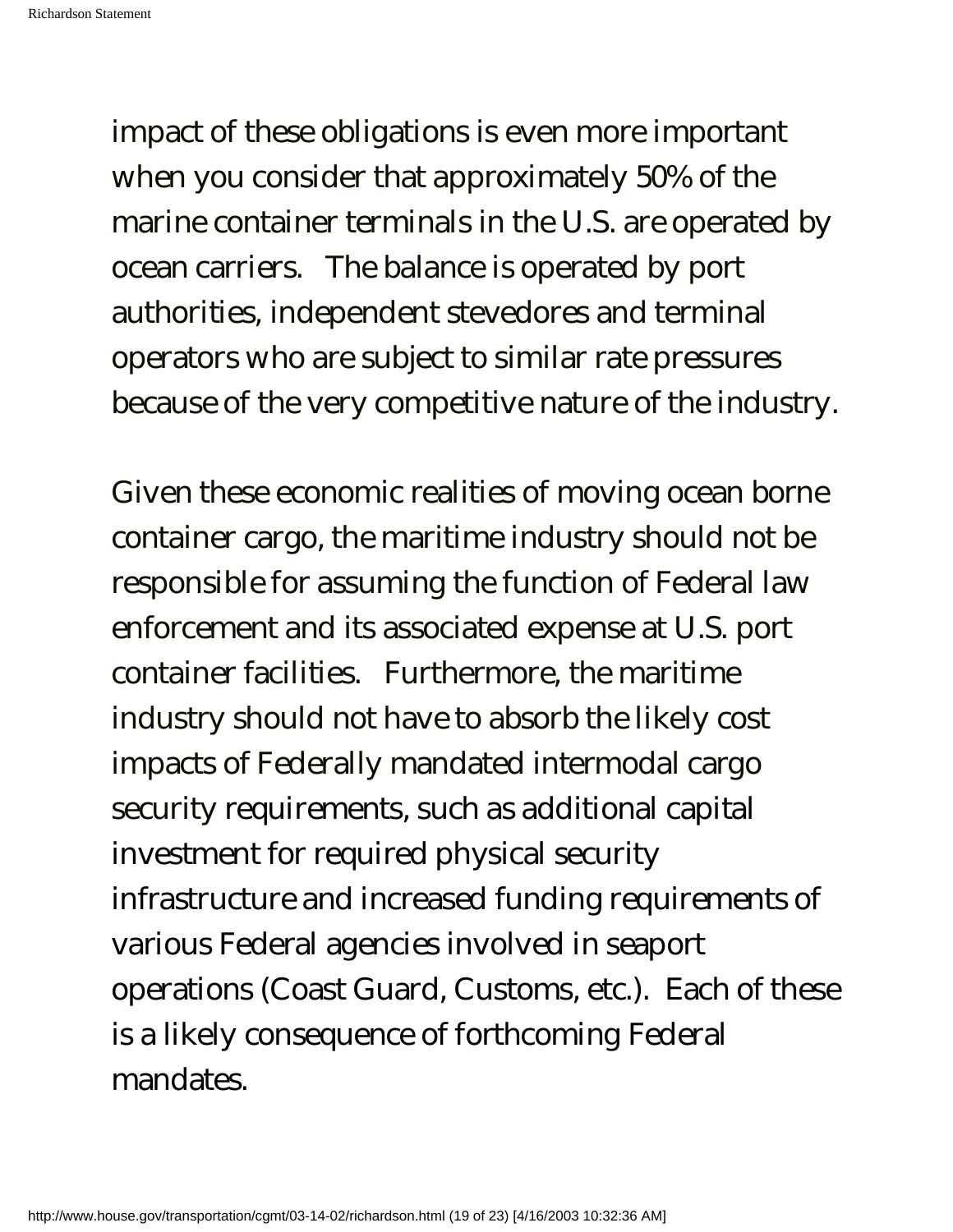impact of these obligations is even more important when you consider that approximately 50% of the marine container terminals in the U.S. are operated by ocean carriers. The balance is operated by port authorities, independent stevedores and terminal operators who are subject to similar rate pressures because of the very competitive nature of the industry.

Given these economic realities of moving ocean borne container cargo, the maritime industry should not be responsible for assuming the function of Federal law enforcement and its associated expense at U.S. port container facilities. Furthermore, the maritime industry should not have to absorb the likely cost impacts of Federally mandated intermodal cargo security requirements, such as additional capital investment for required physical security infrastructure and increased funding requirements of various Federal agencies involved in seaport operations (Coast Guard, Customs, etc.). Each of these is a likely consequence of forthcoming Federal mandates.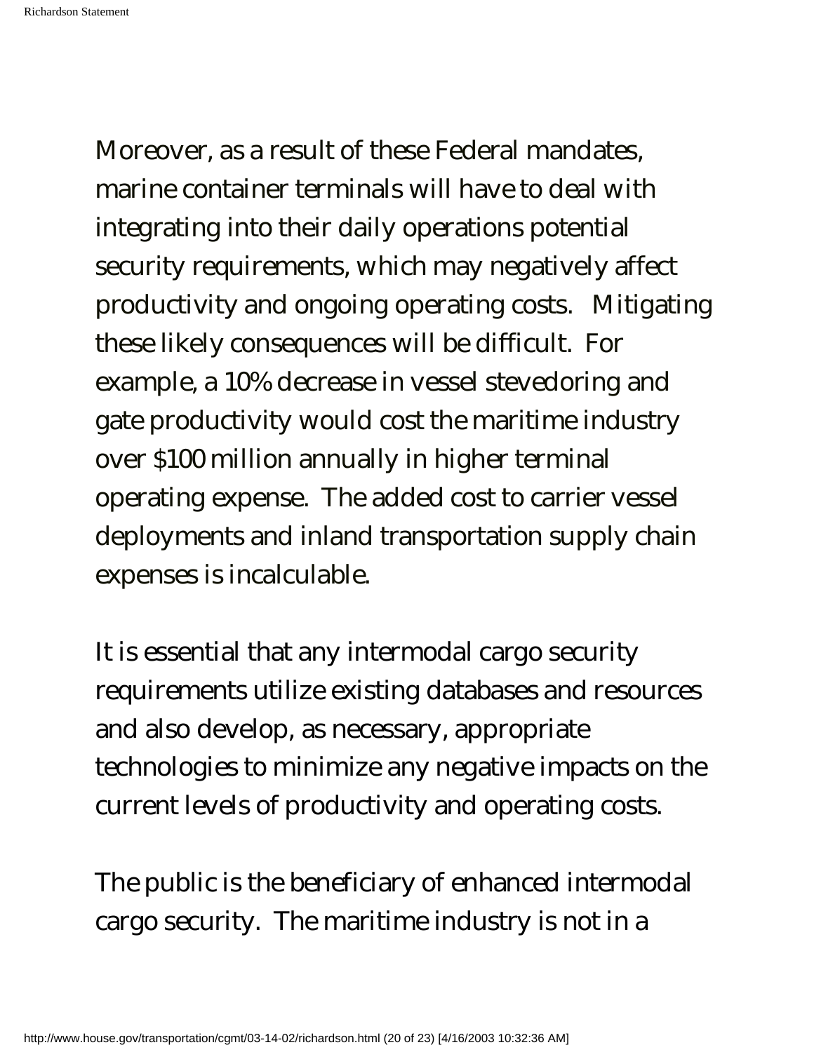Moreover, as a result of these Federal mandates, marine container terminals will have to deal with integrating into their daily operations potential security requirements, which may negatively affect productivity and ongoing operating costs.  Mitigating these likely consequences will be difficult.  For example, a 10% decrease in vessel stevedoring and gate productivity would cost the maritime industry over $100 million annually in higher terminal operating expense.  The added cost to carrier vessel deployments and inland transportation supply chain expenses is incalculable.

It is essential that any intermodal cargo security requirements utilize existing databases and resources and also develop, as necessary, appropriate technologies to minimize any negative impacts on the current levels of productivity and operating costs.

The public is the beneficiary of enhanced intermodal cargo security.  The maritime industry is not in a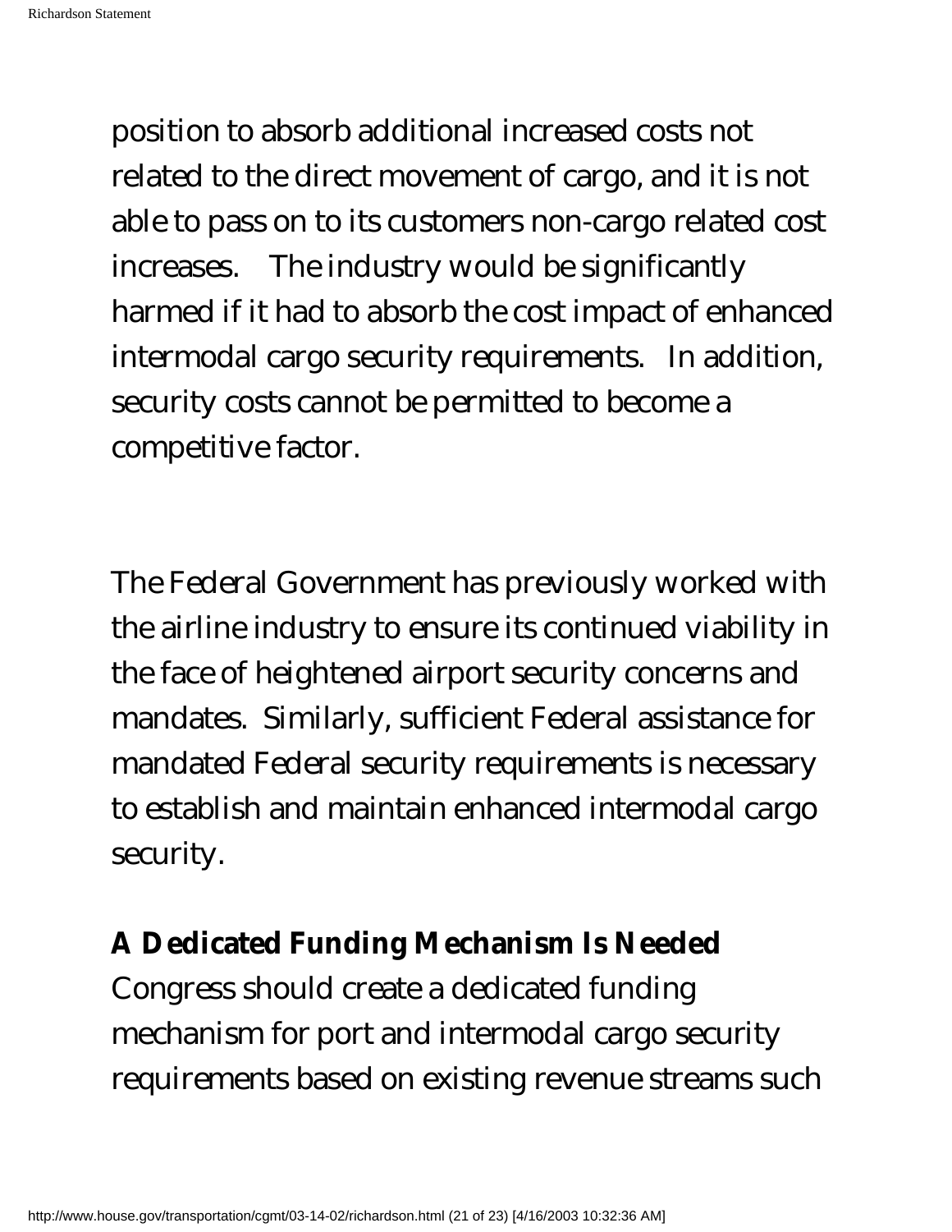position to absorb additional increased costs not related to the direct movement of cargo, and it is not able to pass on to its customers non-cargo related cost increases. The industry would be significantly harmed if it had to absorb the cost impact of enhanced intermodal cargo security requirements. In addition, security costs cannot be permitted to become a competitive factor.

The Federal Government has previously worked with the airline industry to ensure its continued viability in the face of heightened airport security concerns and mandates. Similarly, sufficient Federal assistance for mandated Federal security requirements is necessary to establish and maintain enhanced intermodal cargo security.

**A Dedicated Funding Mechanism Is Needed**

Congress should create a dedicated funding mechanism for port and intermodal cargo security requirements based on existing revenue streams such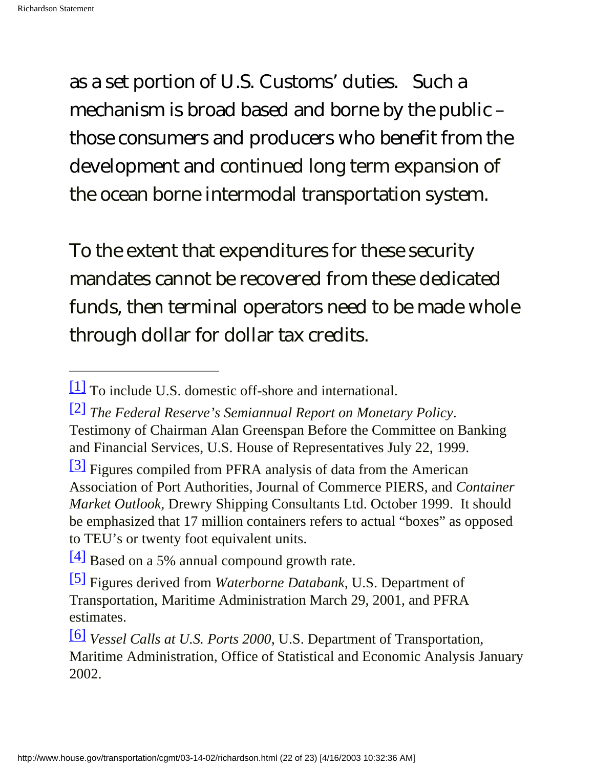as a set portion of U.S. Customs' duties. Such a mechanism is broad based and borne by the public – those consumers and producers who benefit from the development and continued long term expansion of the ocean borne intermodal transportation system.

To the extent that expenditures for these security mandates cannot be recovered from these dedicated funds, then terminal operators need to be made whole through dollar for dollar tax credits.

---

[1] To include U.S. domestic off-shore and international.

[2] *The Federal Reserve's Semiannual Report on Monetary Policy*. Testimony of Chairman Alan Greenspan Before the Committee on Banking and Financial Services, U.S. House of Representatives July 22, 1999.

[3] Figures compiled from PFRA analysis of data from the American Association of Port Authorities, Journal of Commerce PIERS, and *Container Market Outlook*, Drewry Shipping Consultants Ltd. October 1999. It should be emphasized that 17 million containers refers to actual "boxes" as opposed to TEU's or twenty foot equivalent units.

[4] Based on a 5% annual compound growth rate.

[5] Figures derived from *Waterborne Databank*, U.S. Department of Transportation, Maritime Administration March 29, 2001, and PFRA estimates.

[6] *Vessel Calls at U.S. Ports 2000*, U.S. Department of Transportation, Maritime Administration, Office of Statistical and Economic Analysis January 2002.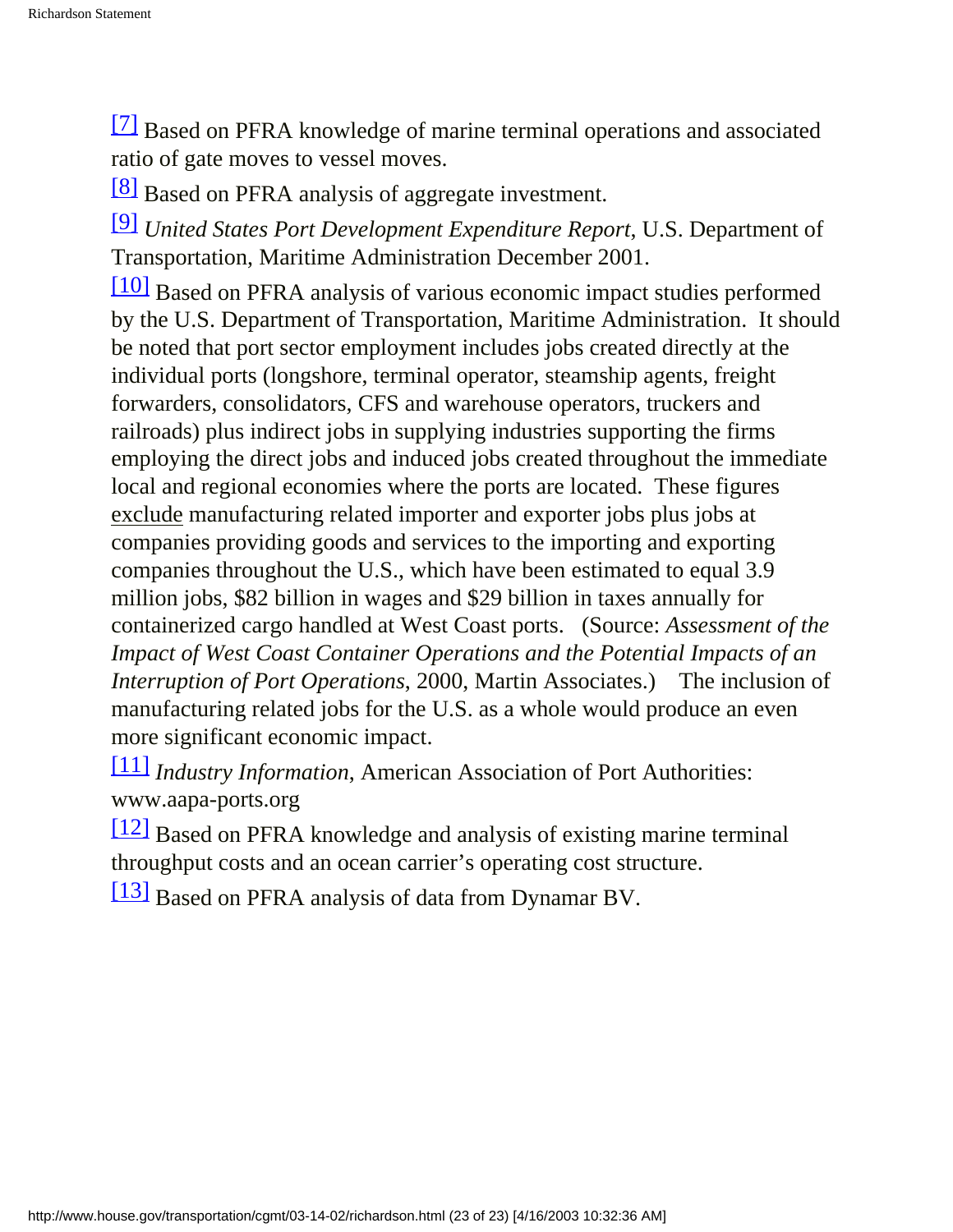[7] Based on PFRA knowledge of marine terminal operations and associated ratio of gate moves to vessel moves.

[8] Based on PFRA analysis of aggregate investment.

[9] *United States Port Development Expenditure Report*, U.S. Department of Transportation, Maritime Administration December 2001.

[10] Based on PFRA analysis of various economic impact studies performed by the U.S. Department of Transportation, Maritime Administration. It should be noted that port sector employment includes jobs created directly at the individual ports (longshore, terminal operator, steamship agents, freight forwarders, consolidators, CFS and warehouse operators, truckers and railroads) plus indirect jobs in supplying industries supporting the firms employing the direct jobs and induced jobs created throughout the immediate local and regional economies where the ports are located. These figures <u>exclude</u> manufacturing related importer and exporter jobs plus jobs at companies providing goods and services to the importing and exporting companies throughout the U.S., which have been estimated to equal 3.9 million jobs, $82 billion in wages and $29 billion in taxes annually for containerized cargo handled at West Coast ports. (Source: *Assessment of the Impact of West Coast Container Operations and the Potential Impacts of an Interruption of Port Operations*, 2000, Martin Associates.) The inclusion of manufacturing related jobs for the U.S. as a whole would produce an even more significant economic impact.

[11] *Industry Information*, American Association of Port Authorities: www.aapa-ports.org

[12] Based on PFRA knowledge and analysis of existing marine terminal throughput costs and an ocean carrier's operating cost structure.

[13] Based on PFRA analysis of data from Dynamar BV.